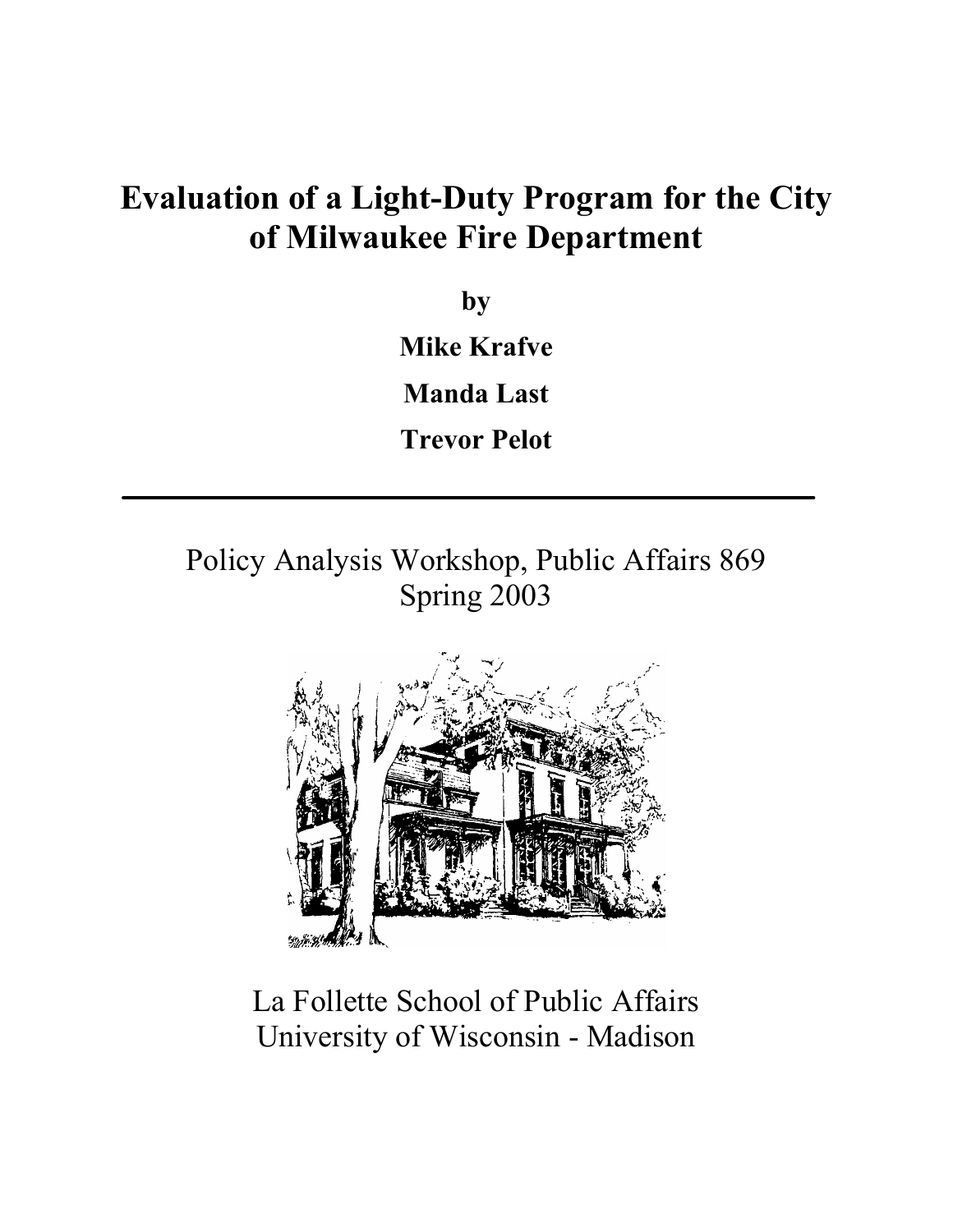# Evaluation of a Light-Duty Program for the City of Milwaukee Fire Department

**by**

**Mike Krafve**

**Manda Last**

**Trevor Pelot**

---

Policy Analysis Workshop, Public Affairs 869
Spring 2003

La Follette School of Public Affairs
University of Wisconsin - Madison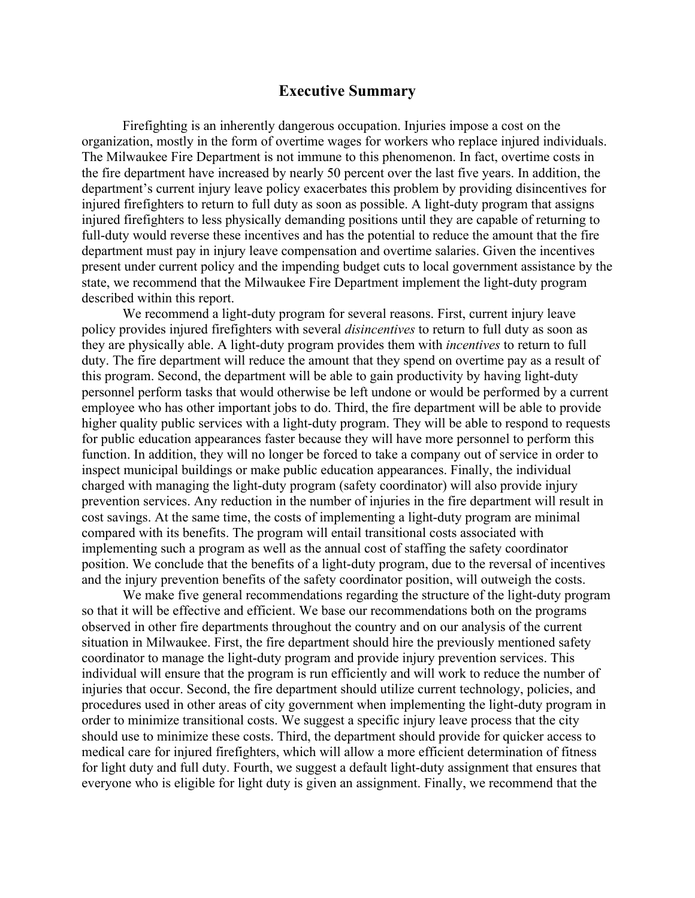## Executive Summary

Firefighting is an inherently dangerous occupation. Injuries impose a cost on the organization, mostly in the form of overtime wages for workers who replace injured individuals. The Milwaukee Fire Department is not immune to this phenomenon. In fact, overtime costs in the fire department have increased by nearly 50 percent over the last five years. In addition, the department's current injury leave policy exacerbates this problem by providing disincentives for injured firefighters to return to full duty as soon as possible. A light-duty program that assigns injured firefighters to less physically demanding positions until they are capable of returning to full-duty would reverse these incentives and has the potential to reduce the amount that the fire department must pay in injury leave compensation and overtime salaries. Given the incentives present under current policy and the impending budget cuts to local government assistance by the state, we recommend that the Milwaukee Fire Department implement the light-duty program described within this report.

We recommend a light-duty program for several reasons. First, current injury leave policy provides injured firefighters with several *disincentives* to return to full duty as soon as they are physically able. A light-duty program provides them with *incentives* to return to full duty. The fire department will reduce the amount that they spend on overtime pay as a result of this program. Second, the department will be able to gain productivity by having light-duty personnel perform tasks that would otherwise be left undone or would be performed by a current employee who has other important jobs to do. Third, the fire department will be able to provide higher quality public services with a light-duty program. They will be able to respond to requests for public education appearances faster because they will have more personnel to perform this function. In addition, they will no longer be forced to take a company out of service in order to inspect municipal buildings or make public education appearances. Finally, the individual charged with managing the light-duty program (safety coordinator) will also provide injury prevention services. Any reduction in the number of injuries in the fire department will result in cost savings. At the same time, the costs of implementing a light-duty program are minimal compared with its benefits. The program will entail transitional costs associated with implementing such a program as well as the annual cost of staffing the safety coordinator position. We conclude that the benefits of a light-duty program, due to the reversal of incentives and the injury prevention benefits of the safety coordinator position, will outweigh the costs.

We make five general recommendations regarding the structure of the light-duty program so that it will be effective and efficient. We base our recommendations both on the programs observed in other fire departments throughout the country and on our analysis of the current situation in Milwaukee. First, the fire department should hire the previously mentioned safety coordinator to manage the light-duty program and provide injury prevention services. This individual will ensure that the program is run efficiently and will work to reduce the number of injuries that occur. Second, the fire department should utilize current technology, policies, and procedures used in other areas of city government when implementing the light-duty program in order to minimize transitional costs. We suggest a specific injury leave process that the city should use to minimize these costs. Third, the department should provide for quicker access to medical care for injured firefighters, which will allow a more efficient determination of fitness for light duty and full duty. Fourth, we suggest a default light-duty assignment that ensures that everyone who is eligible for light duty is given an assignment. Finally, we recommend that the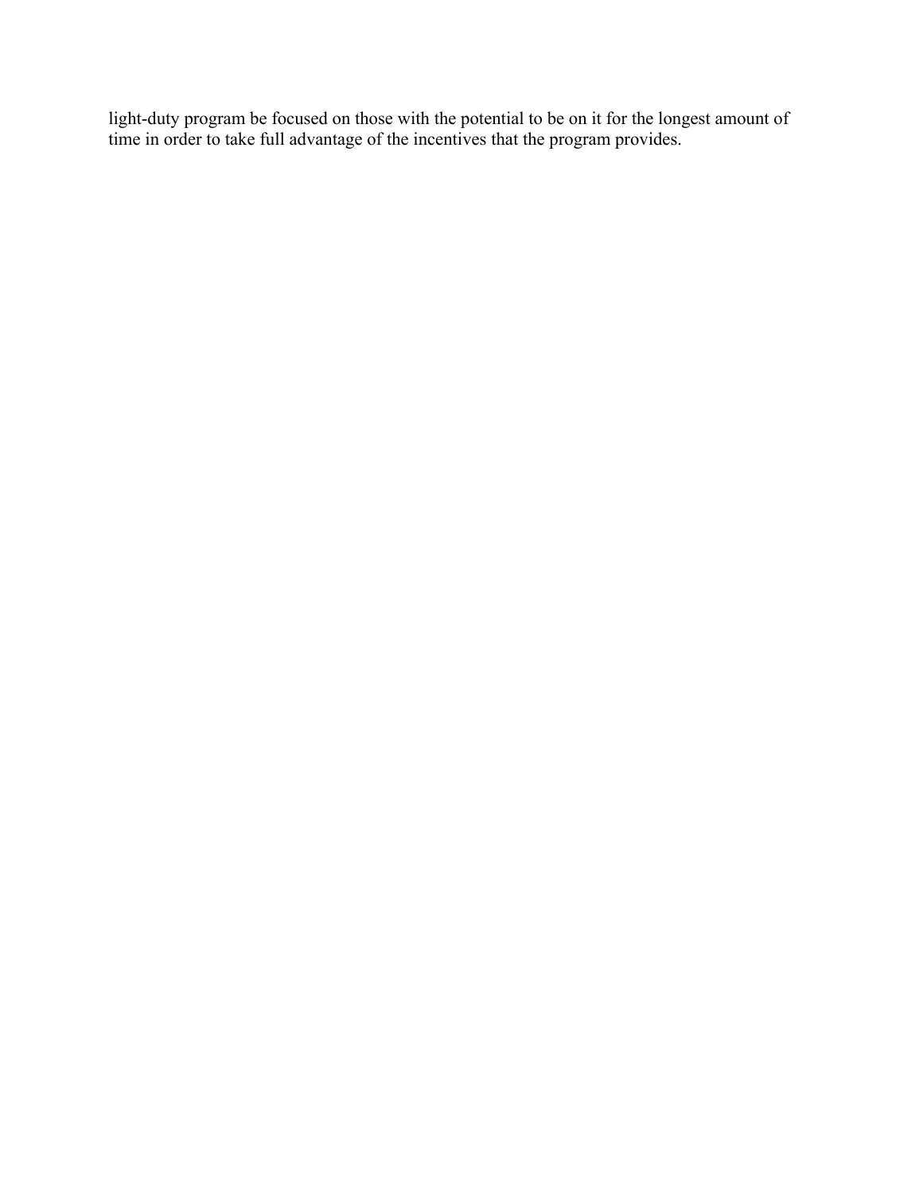light-duty program be focused on those with the potential to be on it for the longest amount of time in order to take full advantage of the incentives that the program provides.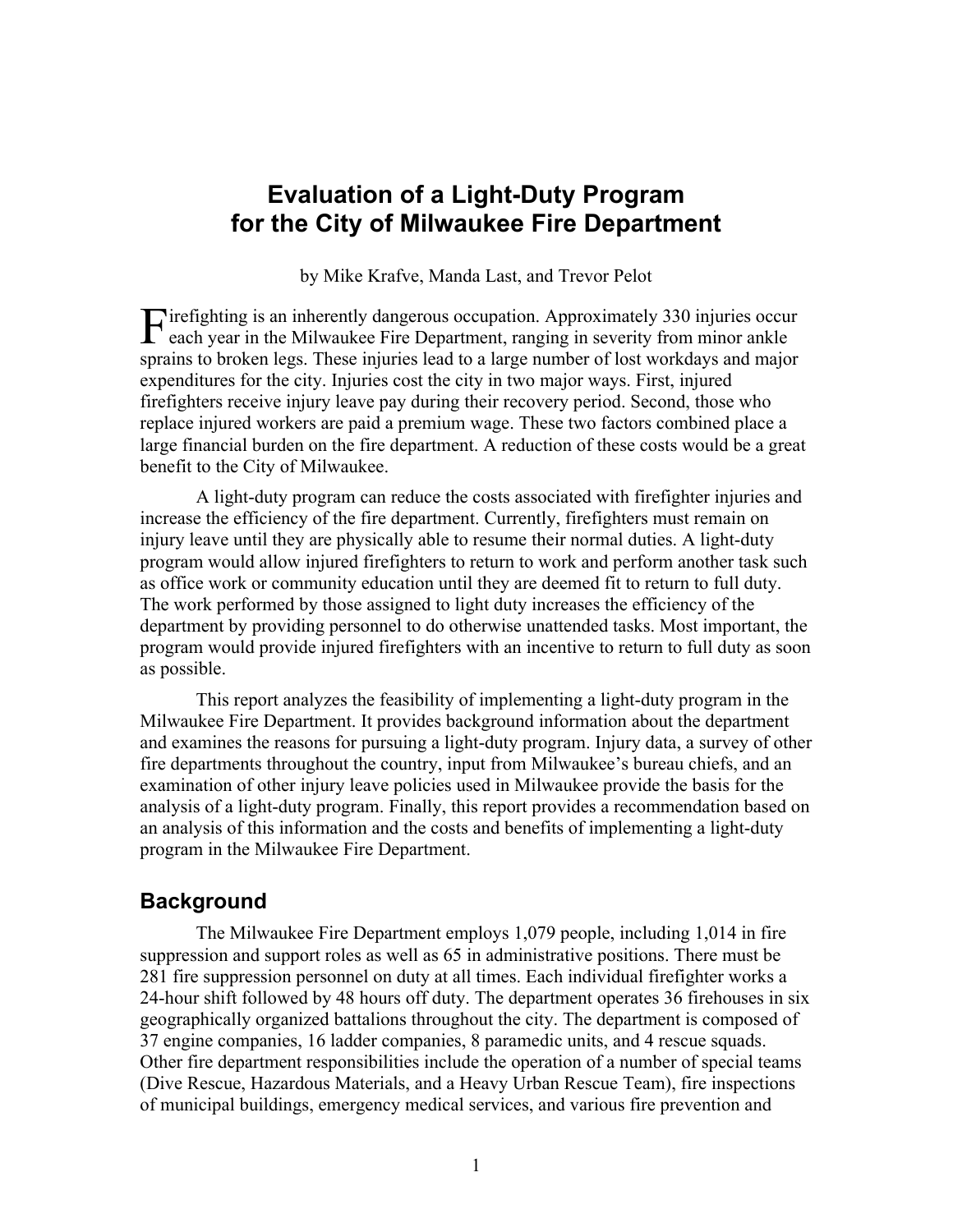# Evaluation of a Light-Duty Program for the City of Milwaukee Fire Department

by Mike Krafve, Manda Last, and Trevor Pelot

Firefighting is an inherently dangerous occupation. Approximately 330 injuries occur each year in the Milwaukee Fire Department, ranging in severity from minor ankle sprains to broken legs. These injuries lead to a large number of lost workdays and major expenditures for the city. Injuries cost the city in two major ways. First, injured firefighters receive injury leave pay during their recovery period. Second, those who replace injured workers are paid a premium wage. These two factors combined place a large financial burden on the fire department. A reduction of these costs would be a great benefit to the City of Milwaukee.

A light-duty program can reduce the costs associated with firefighter injuries and increase the efficiency of the fire department. Currently, firefighters must remain on injury leave until they are physically able to resume their normal duties. A light-duty program would allow injured firefighters to return to work and perform another task such as office work or community education until they are deemed fit to return to full duty. The work performed by those assigned to light duty increases the efficiency of the department by providing personnel to do otherwise unattended tasks. Most important, the program would provide injured firefighters with an incentive to return to full duty as soon as possible.

This report analyzes the feasibility of implementing a light-duty program in the Milwaukee Fire Department. It provides background information about the department and examines the reasons for pursuing a light-duty program. Injury data, a survey of other fire departments throughout the country, input from Milwaukee's bureau chiefs, and an examination of other injury leave policies used in Milwaukee provide the basis for the analysis of a light-duty program. Finally, this report provides a recommendation based on an analysis of this information and the costs and benefits of implementing a light-duty program in the Milwaukee Fire Department.

## Background

The Milwaukee Fire Department employs 1,079 people, including 1,014 in fire suppression and support roles as well as 65 in administrative positions. There must be 281 fire suppression personnel on duty at all times. Each individual firefighter works a 24-hour shift followed by 48 hours off duty. The department operates 36 firehouses in six geographically organized battalions throughout the city. The department is composed of 37 engine companies, 16 ladder companies, 8 paramedic units, and 4 rescue squads. Other fire department responsibilities include the operation of a number of special teams (Dive Rescue, Hazardous Materials, and a Heavy Urban Rescue Team), fire inspections of municipal buildings, emergency medical services, and various fire prevention and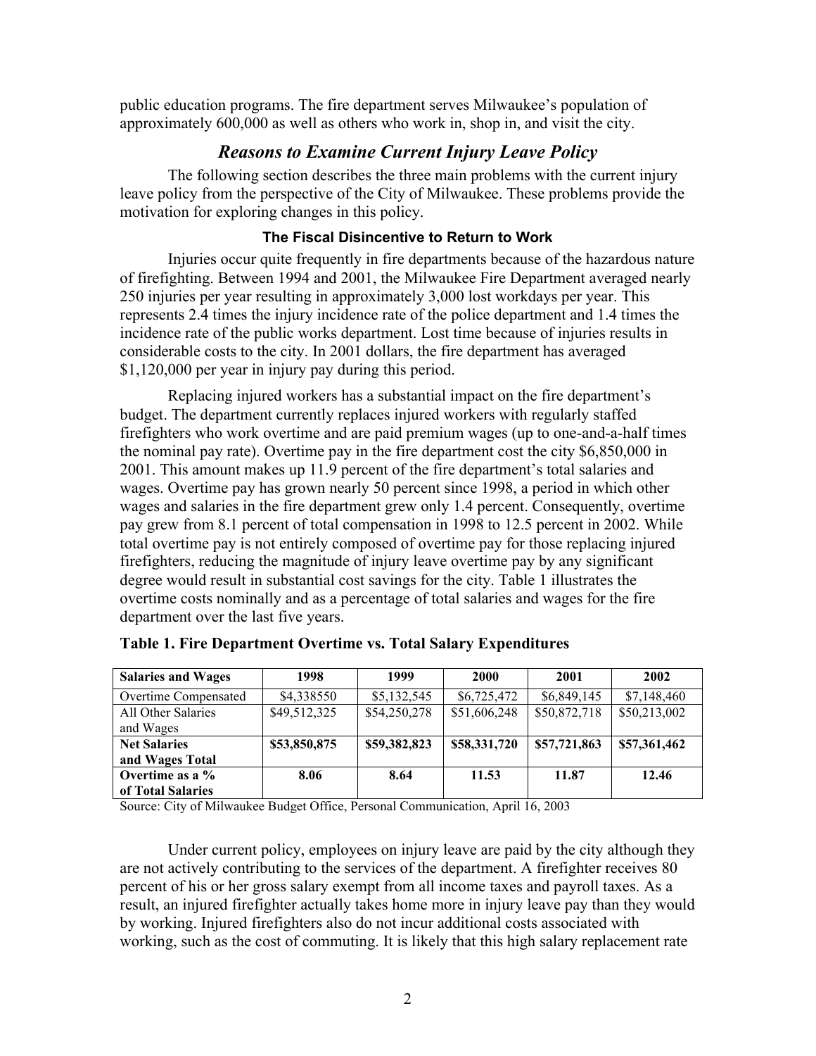public education programs. The fire department serves Milwaukee's population of approximately 600,000 as well as others who work in, shop in, and visit the city.

## *Reasons to Examine Current Injury Leave Policy*

The following section describes the three main problems with the current injury leave policy from the perspective of the City of Milwaukee. These problems provide the motivation for exploring changes in this policy.

### The Fiscal Disincentive to Return to Work

Injuries occur quite frequently in fire departments because of the hazardous nature of firefighting. Between 1994 and 2001, the Milwaukee Fire Department averaged nearly 250 injuries per year resulting in approximately 3,000 lost workdays per year. This represents 2.4 times the injury incidence rate of the police department and 1.4 times the incidence rate of the public works department. Lost time because of injuries results in considerable costs to the city. In 2001 dollars, the fire department has averaged $1,120,000 per year in injury pay during this period.

Replacing injured workers has a substantial impact on the fire department's budget. The department currently replaces injured workers with regularly staffed firefighters who work overtime and are paid premium wages (up to one-and-a-half times the nominal pay rate). Overtime pay in the fire department cost the city $6,850,000 in 2001. This amount makes up 11.9 percent of the fire department's total salaries and wages. Overtime pay has grown nearly 50 percent since 1998, a period in which other wages and salaries in the fire department grew only 1.4 percent. Consequently, overtime pay grew from 8.1 percent of total compensation in 1998 to 12.5 percent in 2002. While total overtime pay is not entirely composed of overtime pay for those replacing injured firefighters, reducing the magnitude of injury leave overtime pay by any significant degree would result in substantial cost savings for the city. Table 1 illustrates the overtime costs nominally and as a percentage of total salaries and wages for the fire department over the last five years.

**Table 1. Fire Department Overtime vs. Total Salary Expenditures**

| Salaries and Wages | 1998 | 1999 | 2000 | 2001 | 2002 |
|---|---|---|---|---|---|
| Overtime Compensated | $4,338550 | $5,132,545 | $6,725,472 | $6,849,145 | $7,148,460 |
| All Other Salaries and Wages | $49,512,325 | $54,250,278 | $51,606,248 | $50,872,718 | $50,213,002 |
| **Net Salaries and Wages Total** | **$53,850,875** | **$59,382,823** | **$58,331,720** | **$57,721,863** | **$57,361,462** |
| **Overtime as a % of Total Salaries** | **8.06** | **8.64** | **11.53** | **11.87** | **12.46** |

Source: City of Milwaukee Budget Office, Personal Communication, April 16, 2003

Under current policy, employees on injury leave are paid by the city although they are not actively contributing to the services of the department. A firefighter receives 80 percent of his or her gross salary exempt from all income taxes and payroll taxes. As a result, an injured firefighter actually takes home more in injury leave pay than they would by working. Injured firefighters also do not incur additional costs associated with working, such as the cost of commuting. It is likely that this high salary replacement rate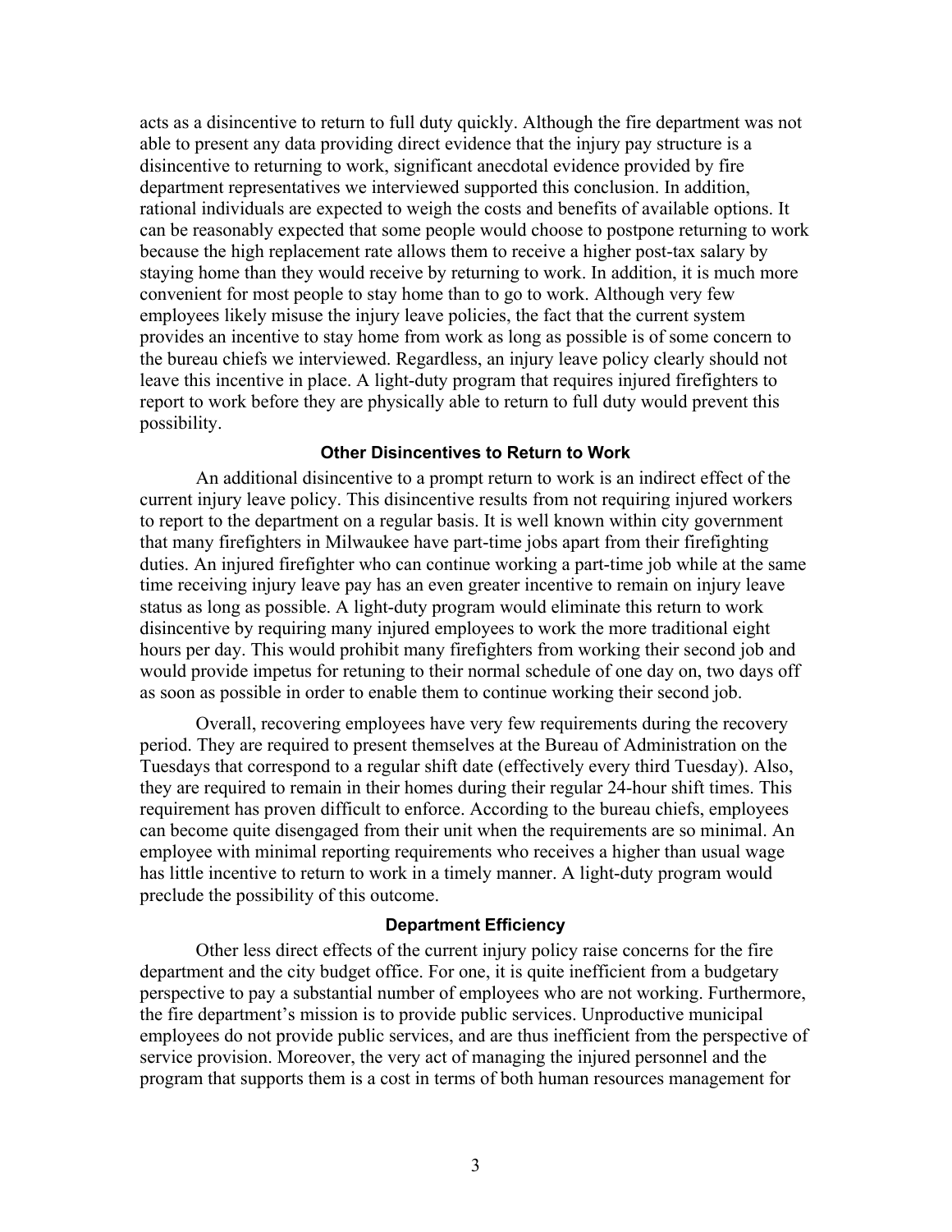acts as a disincentive to return to full duty quickly. Although the fire department was not able to present any data providing direct evidence that the injury pay structure is a disincentive to returning to work, significant anecdotal evidence provided by fire department representatives we interviewed supported this conclusion. In addition, rational individuals are expected to weigh the costs and benefits of available options. It can be reasonably expected that some people would choose to postpone returning to work because the high replacement rate allows them to receive a higher post-tax salary by staying home than they would receive by returning to work. In addition, it is much more convenient for most people to stay home than to go to work. Although very few employees likely misuse the injury leave policies, the fact that the current system provides an incentive to stay home from work as long as possible is of some concern to the bureau chiefs we interviewed. Regardless, an injury leave policy clearly should not leave this incentive in place. A light-duty program that requires injured firefighters to report to work before they are physically able to return to full duty would prevent this possibility.

### Other Disincentives to Return to Work

An additional disincentive to a prompt return to work is an indirect effect of the current injury leave policy. This disincentive results from not requiring injured workers to report to the department on a regular basis. It is well known within city government that many firefighters in Milwaukee have part-time jobs apart from their firefighting duties. An injured firefighter who can continue working a part-time job while at the same time receiving injury leave pay has an even greater incentive to remain on injury leave status as long as possible. A light-duty program would eliminate this return to work disincentive by requiring many injured employees to work the more traditional eight hours per day. This would prohibit many firefighters from working their second job and would provide impetus for retuning to their normal schedule of one day on, two days off as soon as possible in order to enable them to continue working their second job.

Overall, recovering employees have very few requirements during the recovery period. They are required to present themselves at the Bureau of Administration on the Tuesdays that correspond to a regular shift date (effectively every third Tuesday). Also, they are required to remain in their homes during their regular 24-hour shift times. This requirement has proven difficult to enforce. According to the bureau chiefs, employees can become quite disengaged from their unit when the requirements are so minimal. An employee with minimal reporting requirements who receives a higher than usual wage has little incentive to return to work in a timely manner. A light-duty program would preclude the possibility of this outcome.

### Department Efficiency

Other less direct effects of the current injury policy raise concerns for the fire department and the city budget office. For one, it is quite inefficient from a budgetary perspective to pay a substantial number of employees who are not working. Furthermore, the fire department's mission is to provide public services. Unproductive municipal employees do not provide public services, and are thus inefficient from the perspective of service provision. Moreover, the very act of managing the injured personnel and the program that supports them is a cost in terms of both human resources management for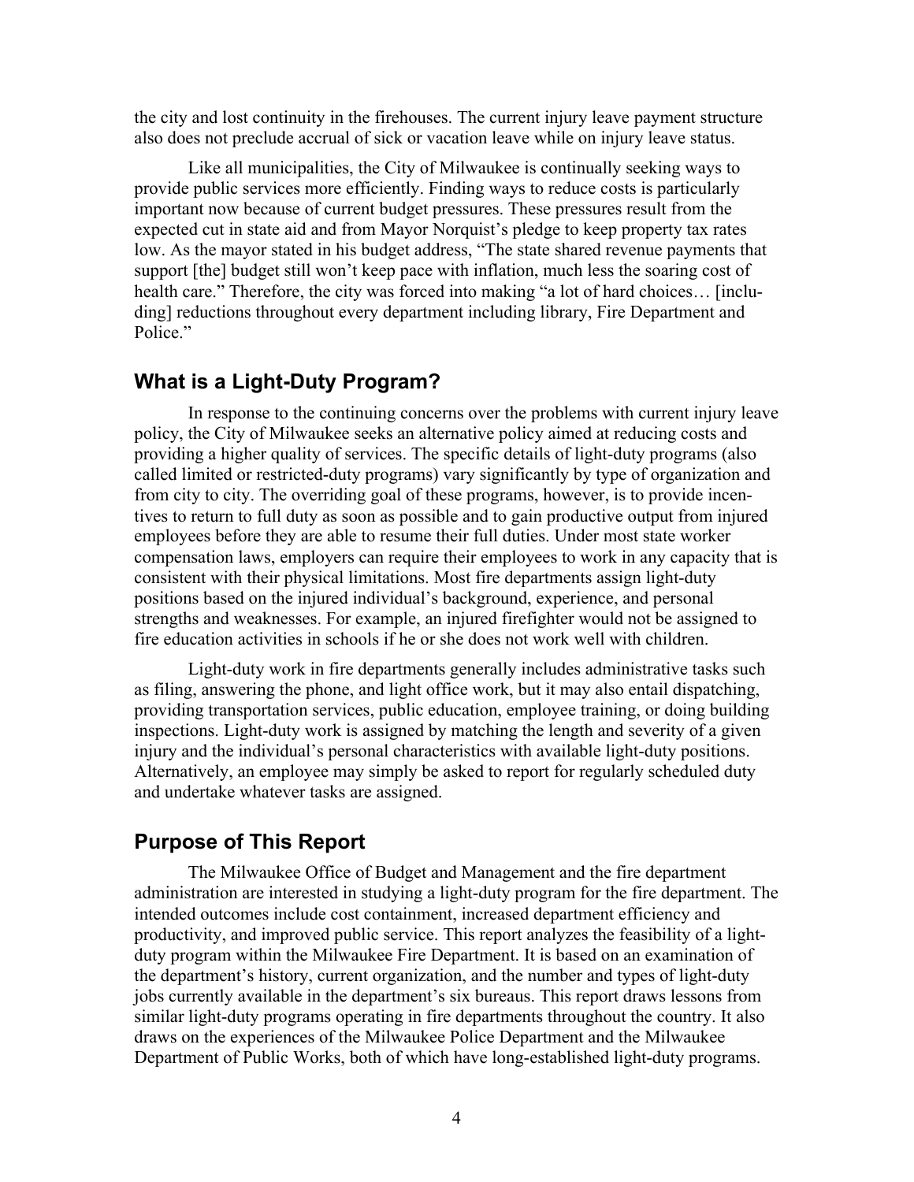the city and lost continuity in the firehouses. The current injury leave payment structure also does not preclude accrual of sick or vacation leave while on injury leave status.

Like all municipalities, the City of Milwaukee is continually seeking ways to provide public services more efficiently. Finding ways to reduce costs is particularly important now because of current budget pressures. These pressures result from the expected cut in state aid and from Mayor Norquist's pledge to keep property tax rates low. As the mayor stated in his budget address, "The state shared revenue payments that support [the] budget still won't keep pace with inflation, much less the soaring cost of health care." Therefore, the city was forced into making "a lot of hard choices… [including] reductions throughout every department including library, Fire Department and Police."

## What is a Light-Duty Program?

In response to the continuing concerns over the problems with current injury leave policy, the City of Milwaukee seeks an alternative policy aimed at reducing costs and providing a higher quality of services. The specific details of light-duty programs (also called limited or restricted-duty programs) vary significantly by type of organization and from city to city. The overriding goal of these programs, however, is to provide incentives to return to full duty as soon as possible and to gain productive output from injured employees before they are able to resume their full duties. Under most state worker compensation laws, employers can require their employees to work in any capacity that is consistent with their physical limitations. Most fire departments assign light-duty positions based on the injured individual's background, experience, and personal strengths and weaknesses. For example, an injured firefighter would not be assigned to fire education activities in schools if he or she does not work well with children.

Light-duty work in fire departments generally includes administrative tasks such as filing, answering the phone, and light office work, but it may also entail dispatching, providing transportation services, public education, employee training, or doing building inspections. Light-duty work is assigned by matching the length and severity of a given injury and the individual's personal characteristics with available light-duty positions. Alternatively, an employee may simply be asked to report for regularly scheduled duty and undertake whatever tasks are assigned.

## Purpose of This Report

The Milwaukee Office of Budget and Management and the fire department administration are interested in studying a light-duty program for the fire department. The intended outcomes include cost containment, increased department efficiency and productivity, and improved public service. This report analyzes the feasibility of a light-duty program within the Milwaukee Fire Department. It is based on an examination of the department's history, current organization, and the number and types of light-duty jobs currently available in the department's six bureaus. This report draws lessons from similar light-duty programs operating in fire departments throughout the country. It also draws on the experiences of the Milwaukee Police Department and the Milwaukee Department of Public Works, both of which have long-established light-duty programs.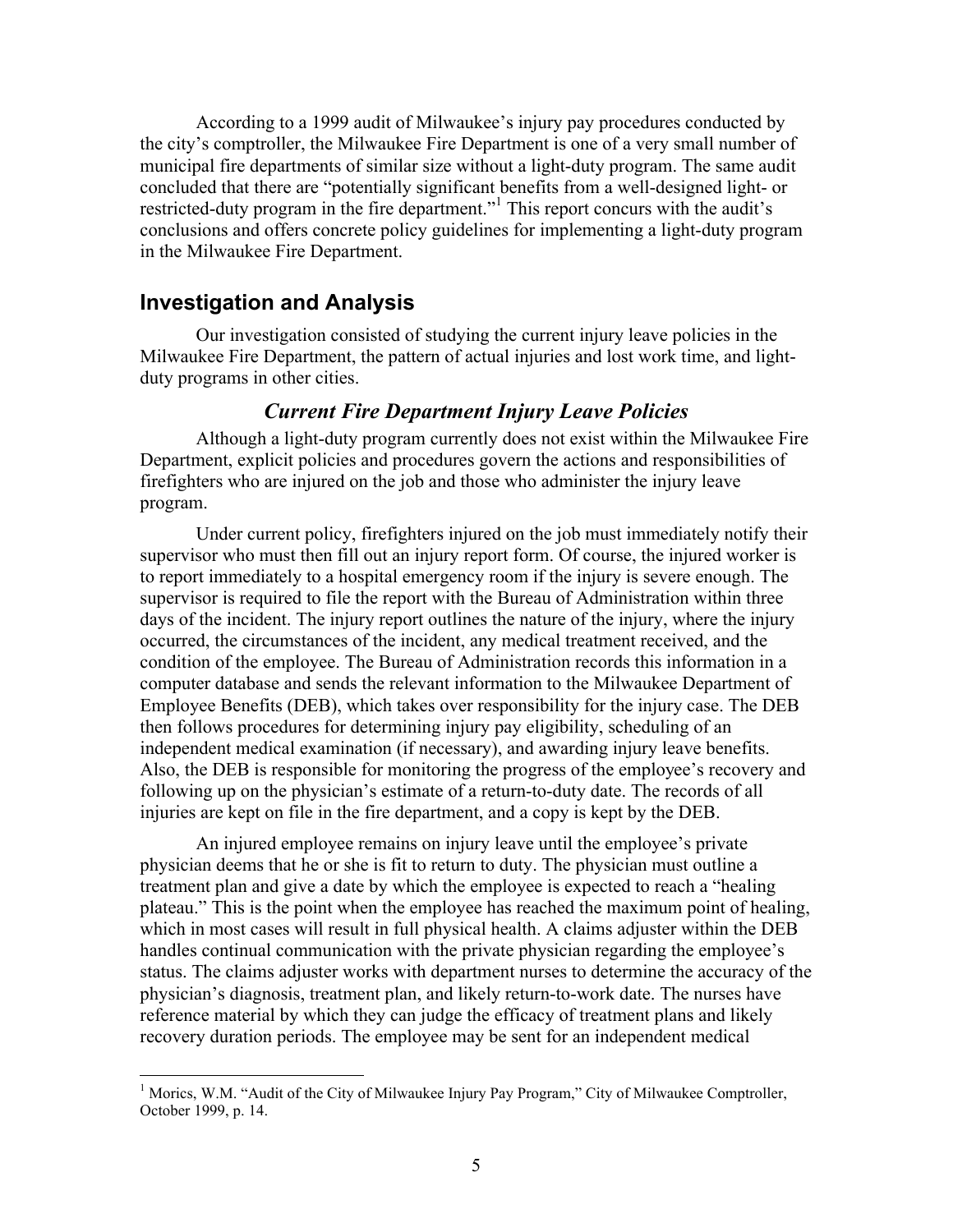According to a 1999 audit of Milwaukee's injury pay procedures conducted by the city's comptroller, the Milwaukee Fire Department is one of a very small number of municipal fire departments of similar size without a light-duty program. The same audit concluded that there are "potentially significant benefits from a well-designed light- or restricted-duty program in the fire department."[1] This report concurs with the audit's conclusions and offers concrete policy guidelines for implementing a light-duty program in the Milwaukee Fire Department.

## Investigation and Analysis

Our investigation consisted of studying the current injury leave policies in the Milwaukee Fire Department, the pattern of actual injuries and lost work time, and light-duty programs in other cities.

### *Current Fire Department Injury Leave Policies*

Although a light-duty program currently does not exist within the Milwaukee Fire Department, explicit policies and procedures govern the actions and responsibilities of firefighters who are injured on the job and those who administer the injury leave program.

Under current policy, firefighters injured on the job must immediately notify their supervisor who must then fill out an injury report form. Of course, the injured worker is to report immediately to a hospital emergency room if the injury is severe enough. The supervisor is required to file the report with the Bureau of Administration within three days of the incident. The injury report outlines the nature of the injury, where the injury occurred, the circumstances of the incident, any medical treatment received, and the condition of the employee. The Bureau of Administration records this information in a computer database and sends the relevant information to the Milwaukee Department of Employee Benefits (DEB), which takes over responsibility for the injury case. The DEB then follows procedures for determining injury pay eligibility, scheduling of an independent medical examination (if necessary), and awarding injury leave benefits. Also, the DEB is responsible for monitoring the progress of the employee's recovery and following up on the physician's estimate of a return-to-duty date. The records of all injuries are kept on file in the fire department, and a copy is kept by the DEB.

An injured employee remains on injury leave until the employee's private physician deems that he or she is fit to return to duty. The physician must outline a treatment plan and give a date by which the employee is expected to reach a "healing plateau." This is the point when the employee has reached the maximum point of healing, which in most cases will result in full physical health. A claims adjuster within the DEB handles continual communication with the private physician regarding the employee's status. The claims adjuster works with department nurses to determine the accuracy of the physician's diagnosis, treatment plan, and likely return-to-work date. The nurses have reference material by which they can judge the efficacy of treatment plans and likely recovery duration periods. The employee may be sent for an independent medical

[1] Morics, W.M. "Audit of the City of Milwaukee Injury Pay Program," City of Milwaukee Comptroller, October 1999, p. 14.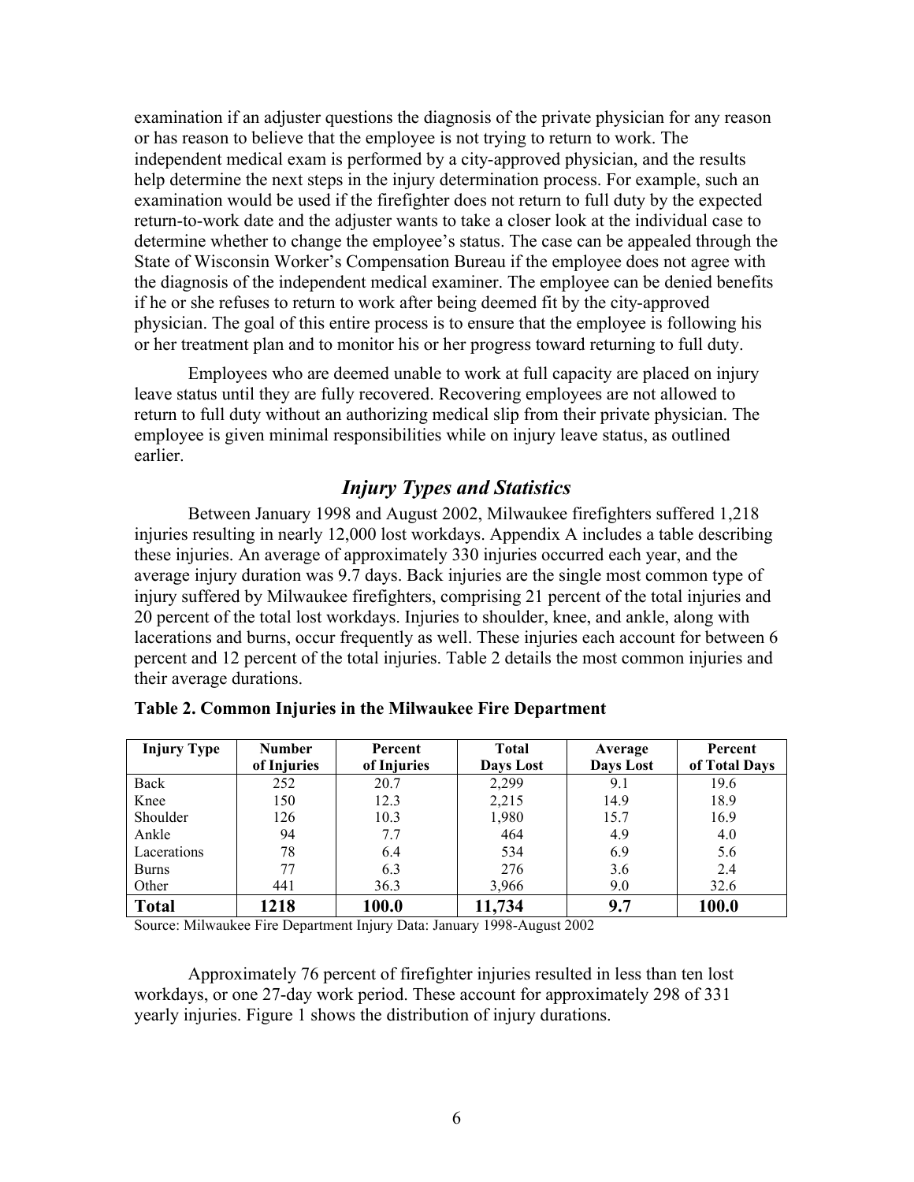examination if an adjuster questions the diagnosis of the private physician for any reason or has reason to believe that the employee is not trying to return to work. The independent medical exam is performed by a city-approved physician, and the results help determine the next steps in the injury determination process. For example, such an examination would be used if the firefighter does not return to full duty by the expected return-to-work date and the adjuster wants to take a closer look at the individual case to determine whether to change the employee's status. The case can be appealed through the State of Wisconsin Worker's Compensation Bureau if the employee does not agree with the diagnosis of the independent medical examiner. The employee can be denied benefits if he or she refuses to return to work after being deemed fit by the city-approved physician. The goal of this entire process is to ensure that the employee is following his or her treatment plan and to monitor his or her progress toward returning to full duty.

Employees who are deemed unable to work at full capacity are placed on injury leave status until they are fully recovered. Recovering employees are not allowed to return to full duty without an authorizing medical slip from their private physician. The employee is given minimal responsibilities while on injury leave status, as outlined earlier.

## *Injury Types and Statistics*

Between January 1998 and August 2002, Milwaukee firefighters suffered 1,218 injuries resulting in nearly 12,000 lost workdays. Appendix A includes a table describing these injuries. An average of approximately 330 injuries occurred each year, and the average injury duration was 9.7 days. Back injuries are the single most common type of injury suffered by Milwaukee firefighters, comprising 21 percent of the total injuries and 20 percent of the total lost workdays. Injuries to shoulder, knee, and ankle, along with lacerations and burns, occur frequently as well. These injuries each account for between 6 percent and 12 percent of the total injuries. Table 2 details the most common injuries and their average durations.

**Table 2. Common Injuries in the Milwaukee Fire Department**

| Injury Type | Number of Injuries | Percent of Injuries | Total Days Lost | Average Days Lost | Percent of Total Days |
|---|---|---|---|---|---|
| Back | 252 | 20.7 | 2,299 | 9.1 | 19.6 |
| Knee | 150 | 12.3 | 2,215 | 14.9 | 18.9 |
| Shoulder | 126 | 10.3 | 1,980 | 15.7 | 16.9 |
| Ankle | 94 | 7.7 | 464 | 4.9 | 4.0 |
| Lacerations | 78 | 6.4 | 534 | 6.9 | 5.6 |
| Burns | 77 | 6.3 | 276 | 3.6 | 2.4 |
| Other | 441 | 36.3 | 3,966 | 9.0 | 32.6 |
| **Total** | **1218** | **100.0** | **11,734** | **9.7** | **100.0** |

Source: Milwaukee Fire Department Injury Data: January 1998-August 2002

Approximately 76 percent of firefighter injuries resulted in less than ten lost workdays, or one 27-day work period. These account for approximately 298 of 331 yearly injuries. Figure 1 shows the distribution of injury durations.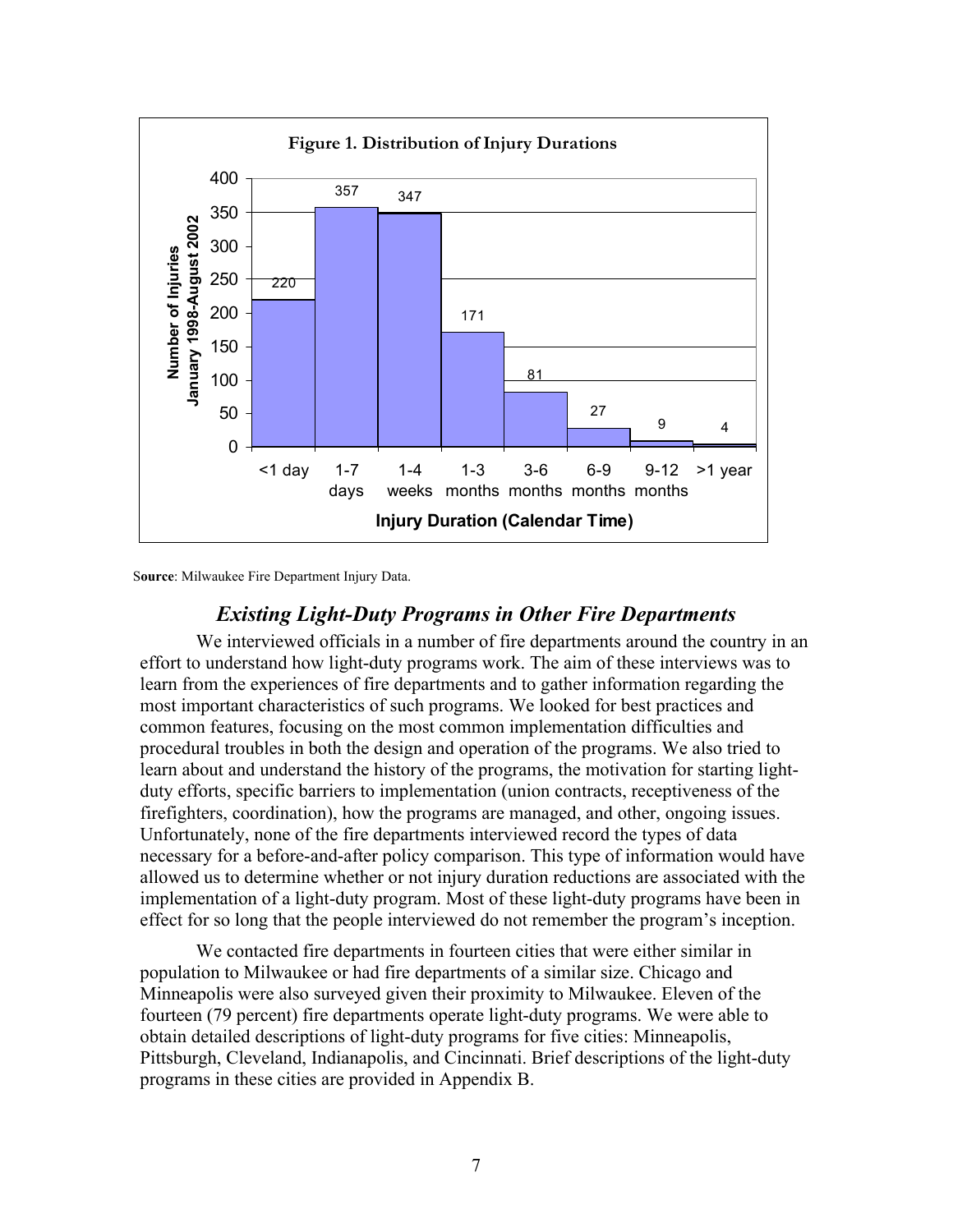**Figure 1. Distribution of Injury Durations**

| Injury Duration (Calendar Time) | Number of Injuries January 1998-August 2002 |
|---|---|
| <1 day | 220 |
| 1-7 days | 357 |
| 1-4 weeks | 347 |
| 1-3 months | 171 |
| 3-6 months | 81 |
| 6-9 months | 27 |
| 9-12 months | 9 |
| >1 year | 4 |

**Source**: Milwaukee Fire Department Injury Data.

## *Existing Light-Duty Programs in Other Fire Departments*

We interviewed officials in a number of fire departments around the country in an effort to understand how light-duty programs work. The aim of these interviews was to learn from the experiences of fire departments and to gather information regarding the most important characteristics of such programs. We looked for best practices and common features, focusing on the most common implementation difficulties and procedural troubles in both the design and operation of the programs. We also tried to learn about and understand the history of the programs, the motivation for starting light-duty efforts, specific barriers to implementation (union contracts, receptiveness of the firefighters, coordination), how the programs are managed, and other, ongoing issues. Unfortunately, none of the fire departments interviewed record the types of data necessary for a before-and-after policy comparison. This type of information would have allowed us to determine whether or not injury duration reductions are associated with the implementation of a light-duty program. Most of these light-duty programs have been in effect for so long that the people interviewed do not remember the program's inception.

We contacted fire departments in fourteen cities that were either similar in population to Milwaukee or had fire departments of a similar size. Chicago and Minneapolis were also surveyed given their proximity to Milwaukee. Eleven of the fourteen (79 percent) fire departments operate light-duty programs. We were able to obtain detailed descriptions of light-duty programs for five cities: Minneapolis, Pittsburgh, Cleveland, Indianapolis, and Cincinnati. Brief descriptions of the light-duty programs in these cities are provided in Appendix B.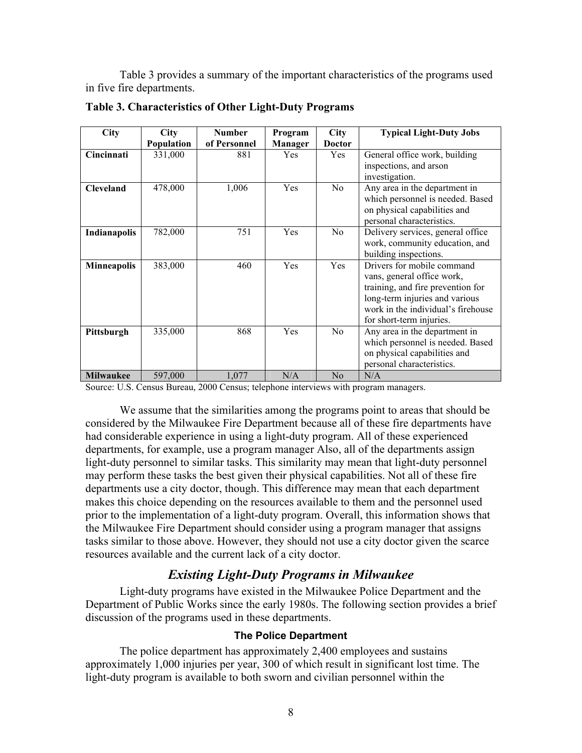Table 3 provides a summary of the important characteristics of the programs used in five fire departments.

**Table 3. Characteristics of Other Light-Duty Programs**

| City | City Population | Number of Personnel | Program Manager | City Doctor | Typical Light-Duty Jobs |
|---|---|---|---|---|---|
| **Cincinnati** | 331,000 | 881 | Yes | Yes | General office work, building inspections, and arson investigation. |
| **Cleveland** | 478,000 | 1,006 | Yes | No | Any area in the department in which personnel is needed. Based on physical capabilities and personal characteristics. |
| **Indianapolis** | 782,000 | 751 | Yes | No | Delivery services, general office work, community education, and building inspections. |
| **Minneapolis** | 383,000 | 460 | Yes | Yes | Drivers for mobile command vans, general office work, training, and fire prevention for long-term injuries and various work in the individual's firehouse for short-term injuries. |
| **Pittsburgh** | 335,000 | 868 | Yes | No | Any area in the department in which personnel is needed. Based on physical capabilities and personal characteristics. |
| **Milwaukee** | 597,000 | 1,077 | N/A | No | N/A |

Source: U.S. Census Bureau, 2000 Census; telephone interviews with program managers.

We assume that the similarities among the programs point to areas that should be considered by the Milwaukee Fire Department because all of these fire departments have had considerable experience in using a light-duty program. All of these experienced departments, for example, use a program manager Also, all of the departments assign light-duty personnel to similar tasks. This similarity may mean that light-duty personnel may perform these tasks the best given their physical capabilities. Not all of these fire departments use a city doctor, though. This difference may mean that each department makes this choice depending on the resources available to them and the personnel used prior to the implementation of a light-duty program. Overall, this information shows that the Milwaukee Fire Department should consider using a program manager that assigns tasks similar to those above. However, they should not use a city doctor given the scarce resources available and the current lack of a city doctor.

## *Existing Light-Duty Programs in Milwaukee*

Light-duty programs have existed in the Milwaukee Police Department and the Department of Public Works since the early 1980s. The following section provides a brief discussion of the programs used in these departments.

### The Police Department

The police department has approximately 2,400 employees and sustains approximately 1,000 injuries per year, 300 of which result in significant lost time. The light-duty program is available to both sworn and civilian personnel within the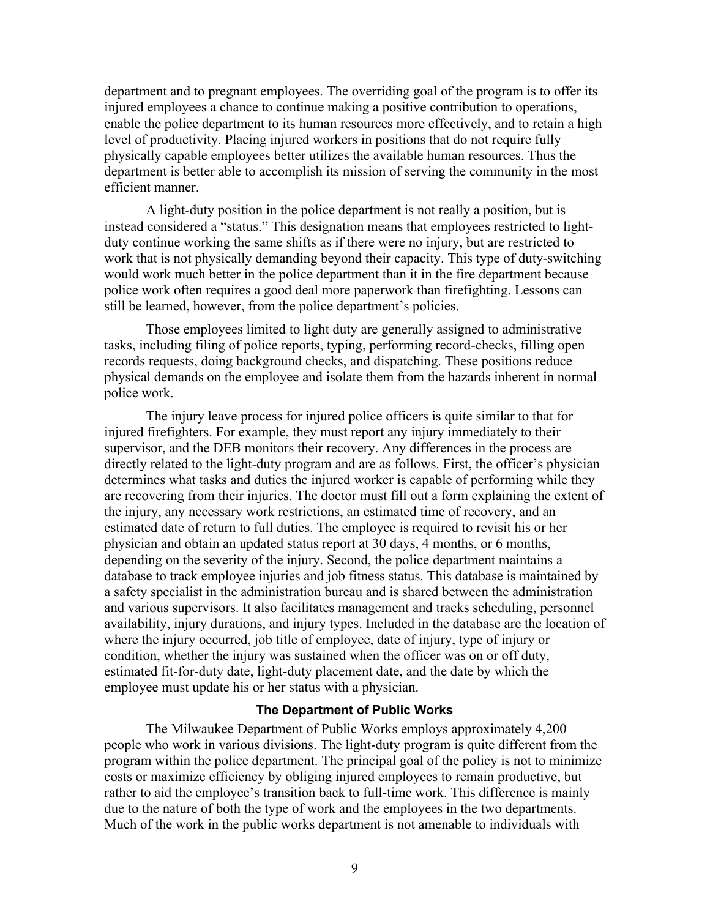department and to pregnant employees. The overriding goal of the program is to offer its injured employees a chance to continue making a positive contribution to operations, enable the police department to its human resources more effectively, and to retain a high level of productivity. Placing injured workers in positions that do not require fully physically capable employees better utilizes the available human resources. Thus the department is better able to accomplish its mission of serving the community in the most efficient manner.

A light-duty position in the police department is not really a position, but is instead considered a "status." This designation means that employees restricted to light-duty continue working the same shifts as if there were no injury, but are restricted to work that is not physically demanding beyond their capacity. This type of duty-switching would work much better in the police department than it in the fire department because police work often requires a good deal more paperwork than firefighting. Lessons can still be learned, however, from the police department's policies.

Those employees limited to light duty are generally assigned to administrative tasks, including filing of police reports, typing, performing record-checks, filling open records requests, doing background checks, and dispatching. These positions reduce physical demands on the employee and isolate them from the hazards inherent in normal police work.

The injury leave process for injured police officers is quite similar to that for injured firefighters. For example, they must report any injury immediately to their supervisor, and the DEB monitors their recovery. Any differences in the process are directly related to the light-duty program and are as follows. First, the officer's physician determines what tasks and duties the injured worker is capable of performing while they are recovering from their injuries. The doctor must fill out a form explaining the extent of the injury, any necessary work restrictions, an estimated time of recovery, and an estimated date of return to full duties. The employee is required to revisit his or her physician and obtain an updated status report at 30 days, 4 months, or 6 months, depending on the severity of the injury. Second, the police department maintains a database to track employee injuries and job fitness status. This database is maintained by a safety specialist in the administration bureau and is shared between the administration and various supervisors. It also facilitates management and tracks scheduling, personnel availability, injury durations, and injury types. Included in the database are the location of where the injury occurred, job title of employee, date of injury, type of injury or condition, whether the injury was sustained when the officer was on or off duty, estimated fit-for-duty date, light-duty placement date, and the date by which the employee must update his or her status with a physician.

### The Department of Public Works

The Milwaukee Department of Public Works employs approximately 4,200 people who work in various divisions. The light-duty program is quite different from the program within the police department. The principal goal of the policy is not to minimize costs or maximize efficiency by obliging injured employees to remain productive, but rather to aid the employee's transition back to full-time work. This difference is mainly due to the nature of both the type of work and the employees in the two departments. Much of the work in the public works department is not amenable to individuals with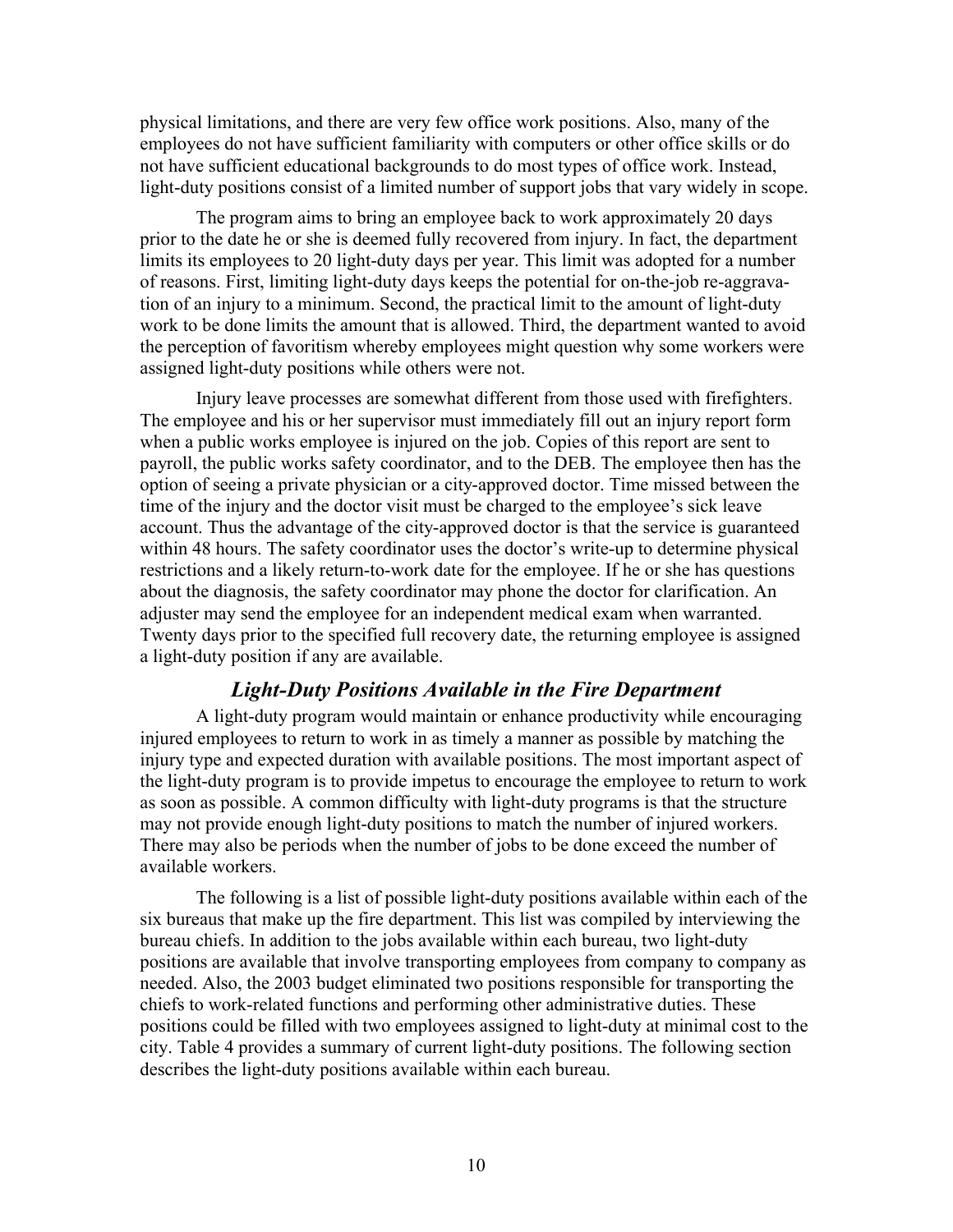physical limitations, and there are very few office work positions. Also, many of the employees do not have sufficient familiarity with computers or other office skills or do not have sufficient educational backgrounds to do most types of office work. Instead, light-duty positions consist of a limited number of support jobs that vary widely in scope.

The program aims to bring an employee back to work approximately 20 days prior to the date he or she is deemed fully recovered from injury. In fact, the department limits its employees to 20 light-duty days per year. This limit was adopted for a number of reasons. First, limiting light-duty days keeps the potential for on-the-job re-aggravation of an injury to a minimum. Second, the practical limit to the amount of light-duty work to be done limits the amount that is allowed. Third, the department wanted to avoid the perception of favoritism whereby employees might question why some workers were assigned light-duty positions while others were not.

Injury leave processes are somewhat different from those used with firefighters. The employee and his or her supervisor must immediately fill out an injury report form when a public works employee is injured on the job. Copies of this report are sent to payroll, the public works safety coordinator, and to the DEB. The employee then has the option of seeing a private physician or a city-approved doctor. Time missed between the time of the injury and the doctor visit must be charged to the employee's sick leave account. Thus the advantage of the city-approved doctor is that the service is guaranteed within 48 hours. The safety coordinator uses the doctor's write-up to determine physical restrictions and a likely return-to-work date for the employee. If he or she has questions about the diagnosis, the safety coordinator may phone the doctor for clarification. An adjuster may send the employee for an independent medical exam when warranted. Twenty days prior to the specified full recovery date, the returning employee is assigned a light-duty position if any are available.

### *Light-Duty Positions Available in the Fire Department*

A light-duty program would maintain or enhance productivity while encouraging injured employees to return to work in as timely a manner as possible by matching the injury type and expected duration with available positions. The most important aspect of the light-duty program is to provide impetus to encourage the employee to return to work as soon as possible. A common difficulty with light-duty programs is that the structure may not provide enough light-duty positions to match the number of injured workers. There may also be periods when the number of jobs to be done exceed the number of available workers.

The following is a list of possible light-duty positions available within each of the six bureaus that make up the fire department. This list was compiled by interviewing the bureau chiefs. In addition to the jobs available within each bureau, two light-duty positions are available that involve transporting employees from company to company as needed. Also, the 2003 budget eliminated two positions responsible for transporting the chiefs to work-related functions and performing other administrative duties. These positions could be filled with two employees assigned to light-duty at minimal cost to the city. Table 4 provides a summary of current light-duty positions. The following section describes the light-duty positions available within each bureau.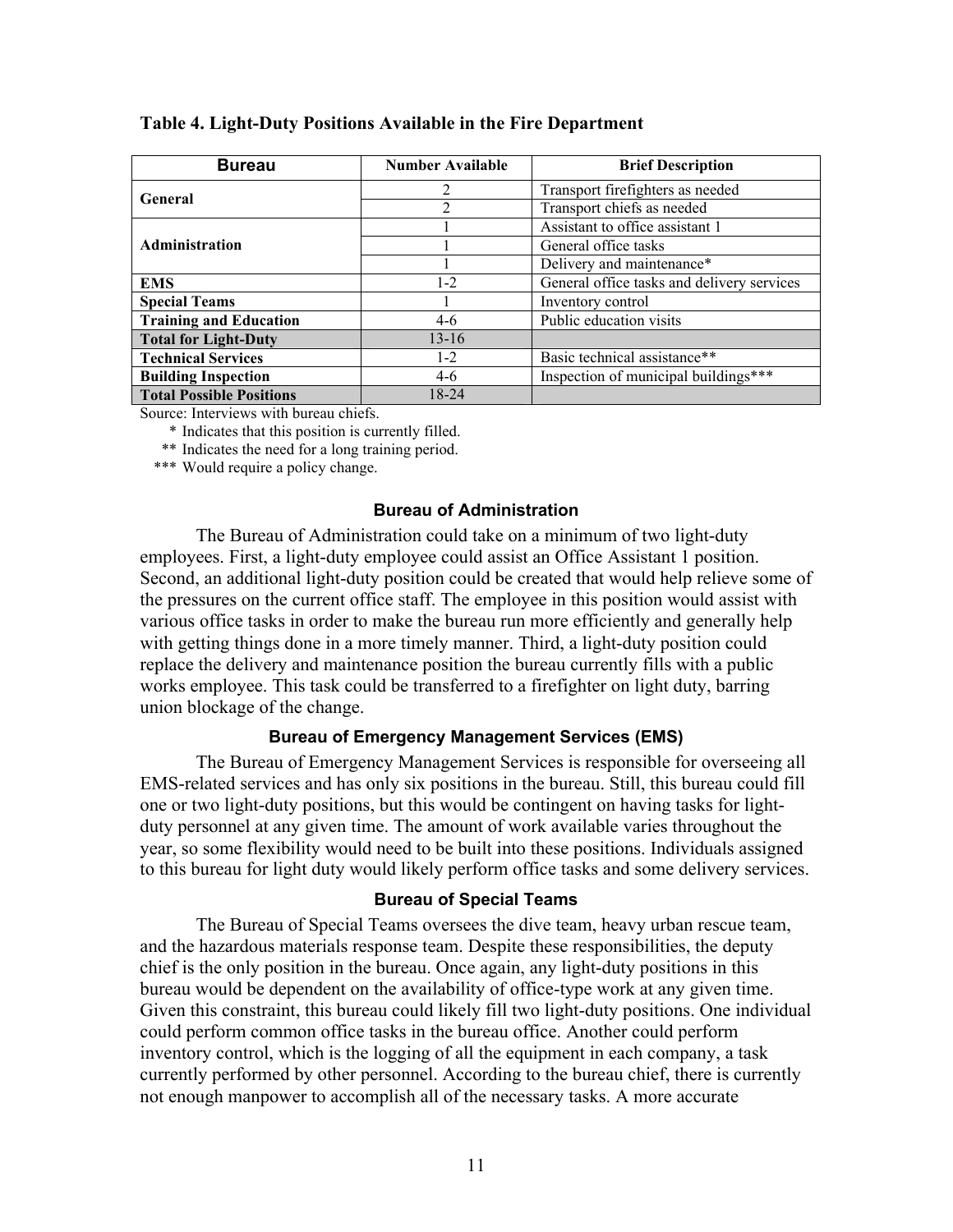**Table 4. Light-Duty Positions Available in the Fire Department**

| Bureau | Number Available | Brief Description |
|---|---|---|
| **General** | 2 | Transport firefighters as needed |
| | 2 | Transport chiefs as needed |
| **Administration** | 1 | Assistant to office assistant 1 |
| | 1 | General office tasks |
| | 1 | Delivery and maintenance* |
| **EMS** | 1-2 | General office tasks and delivery services |
| **Special Teams** | 1 | Inventory control |
| **Training and Education** | 4-6 | Public education visits |
| **Total for Light-Duty** | 13-16 | |
| **Technical Services** | 1-2 | Basic technical assistance** |
| **Building Inspection** | 4-6 | Inspection of municipal buildings*** |
| **Total Possible Positions** | 18-24 | |

Source: Interviews with bureau chiefs.

\* Indicates that this position is currently filled.

** Indicates the need for a long training period.

*** Would require a policy change.

### Bureau of Administration

The Bureau of Administration could take on a minimum of two light-duty employees. First, a light-duty employee could assist an Office Assistant 1 position. Second, an additional light-duty position could be created that would help relieve some of the pressures on the current office staff. The employee in this position would assist with various office tasks in order to make the bureau run more efficiently and generally help with getting things done in a more timely manner. Third, a light-duty position could replace the delivery and maintenance position the bureau currently fills with a public works employee. This task could be transferred to a firefighter on light duty, barring union blockage of the change.

### Bureau of Emergency Management Services (EMS)

The Bureau of Emergency Management Services is responsible for overseeing all EMS-related services and has only six positions in the bureau. Still, this bureau could fill one or two light-duty positions, but this would be contingent on having tasks for light-duty personnel at any given time. The amount of work available varies throughout the year, so some flexibility would need to be built into these positions. Individuals assigned to this bureau for light duty would likely perform office tasks and some delivery services.

### Bureau of Special Teams

The Bureau of Special Teams oversees the dive team, heavy urban rescue team, and the hazardous materials response team. Despite these responsibilities, the deputy chief is the only position in the bureau. Once again, any light-duty positions in this bureau would be dependent on the availability of office-type work at any given time. Given this constraint, this bureau could likely fill two light-duty positions. One individual could perform common office tasks in the bureau office. Another could perform inventory control, which is the logging of all the equipment in each company, a task currently performed by other personnel. According to the bureau chief, there is currently not enough manpower to accomplish all of the necessary tasks. A more accurate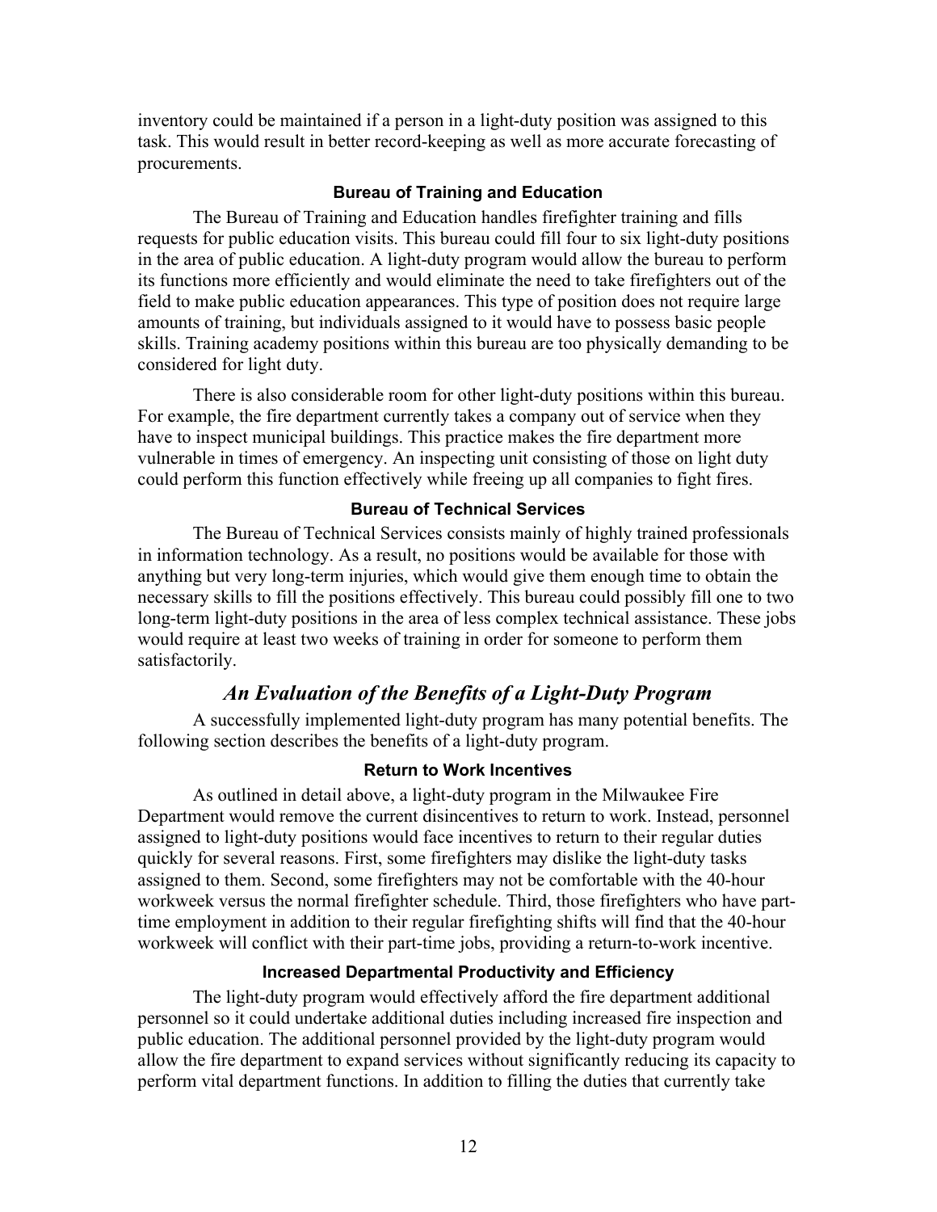inventory could be maintained if a person in a light-duty position was assigned to this task. This would result in better record-keeping as well as more accurate forecasting of procurements.

### Bureau of Training and Education

The Bureau of Training and Education handles firefighter training and fills requests for public education visits. This bureau could fill four to six light-duty positions in the area of public education. A light-duty program would allow the bureau to perform its functions more efficiently and would eliminate the need to take firefighters out of the field to make public education appearances. This type of position does not require large amounts of training, but individuals assigned to it would have to possess basic people skills. Training academy positions within this bureau are too physically demanding to be considered for light duty.

There is also considerable room for other light-duty positions within this bureau. For example, the fire department currently takes a company out of service when they have to inspect municipal buildings. This practice makes the fire department more vulnerable in times of emergency. An inspecting unit consisting of those on light duty could perform this function effectively while freeing up all companies to fight fires.

### Bureau of Technical Services

The Bureau of Technical Services consists mainly of highly trained professionals in information technology. As a result, no positions would be available for those with anything but very long-term injuries, which would give them enough time to obtain the necessary skills to fill the positions effectively. This bureau could possibly fill one to two long-term light-duty positions in the area of less complex technical assistance. These jobs would require at least two weeks of training in order for someone to perform them satisfactorily.

## *An Evaluation of the Benefits of a Light-Duty Program*

A successfully implemented light-duty program has many potential benefits. The following section describes the benefits of a light-duty program.

### Return to Work Incentives

As outlined in detail above, a light-duty program in the Milwaukee Fire Department would remove the current disincentives to return to work. Instead, personnel assigned to light-duty positions would face incentives to return to their regular duties quickly for several reasons. First, some firefighters may dislike the light-duty tasks assigned to them. Second, some firefighters may not be comfortable with the 40-hour workweek versus the normal firefighter schedule. Third, those firefighters who have part-time employment in addition to their regular firefighting shifts will find that the 40-hour workweek will conflict with their part-time jobs, providing a return-to-work incentive.

### Increased Departmental Productivity and Efficiency

The light-duty program would effectively afford the fire department additional personnel so it could undertake additional duties including increased fire inspection and public education. The additional personnel provided by the light-duty program would allow the fire department to expand services without significantly reducing its capacity to perform vital department functions. In addition to filling the duties that currently take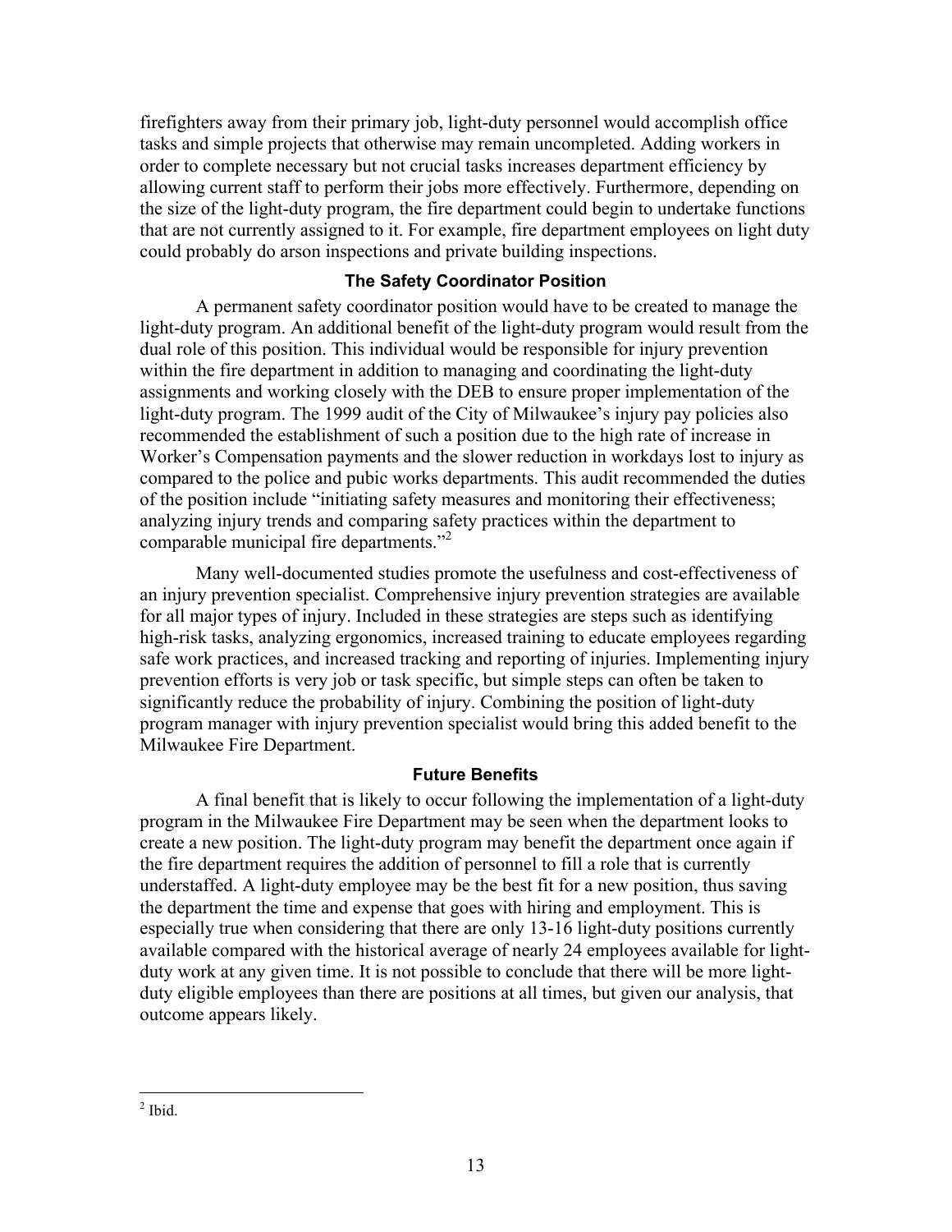firefighters away from their primary job, light-duty personnel would accomplish office tasks and simple projects that otherwise may remain uncompleted. Adding workers in order to complete necessary but not crucial tasks increases department efficiency by allowing current staff to perform their jobs more effectively. Furthermore, depending on the size of the light-duty program, the fire department could begin to undertake functions that are not currently assigned to it. For example, fire department employees on light duty could probably do arson inspections and private building inspections.

### The Safety Coordinator Position

A permanent safety coordinator position would have to be created to manage the light-duty program. An additional benefit of the light-duty program would result from the dual role of this position. This individual would be responsible for injury prevention within the fire department in addition to managing and coordinating the light-duty assignments and working closely with the DEB to ensure proper implementation of the light-duty program. The 1999 audit of the City of Milwaukee's injury pay policies also recommended the establishment of such a position due to the high rate of increase in Worker's Compensation payments and the slower reduction in workdays lost to injury as compared to the police and pubic works departments. This audit recommended the duties of the position include "initiating safety measures and monitoring their effectiveness; analyzing injury trends and comparing safety practices within the department to comparable municipal fire departments."[2]

Many well-documented studies promote the usefulness and cost-effectiveness of an injury prevention specialist. Comprehensive injury prevention strategies are available for all major types of injury. Included in these strategies are steps such as identifying high-risk tasks, analyzing ergonomics, increased training to educate employees regarding safe work practices, and increased tracking and reporting of injuries. Implementing injury prevention efforts is very job or task specific, but simple steps can often be taken to significantly reduce the probability of injury. Combining the position of light-duty program manager with injury prevention specialist would bring this added benefit to the Milwaukee Fire Department.

### Future Benefits

A final benefit that is likely to occur following the implementation of a light-duty program in the Milwaukee Fire Department may be seen when the department looks to create a new position. The light-duty program may benefit the department once again if the fire department requires the addition of personnel to fill a role that is currently understaffed. A light-duty employee may be the best fit for a new position, thus saving the department the time and expense that goes with hiring and employment. This is especially true when considering that there are only 13-16 light-duty positions currently available compared with the historical average of nearly 24 employees available for light-duty work at any given time. It is not possible to conclude that there will be more light-duty eligible employees than there are positions at all times, but given our analysis, that outcome appears likely.

---

[2] Ibid.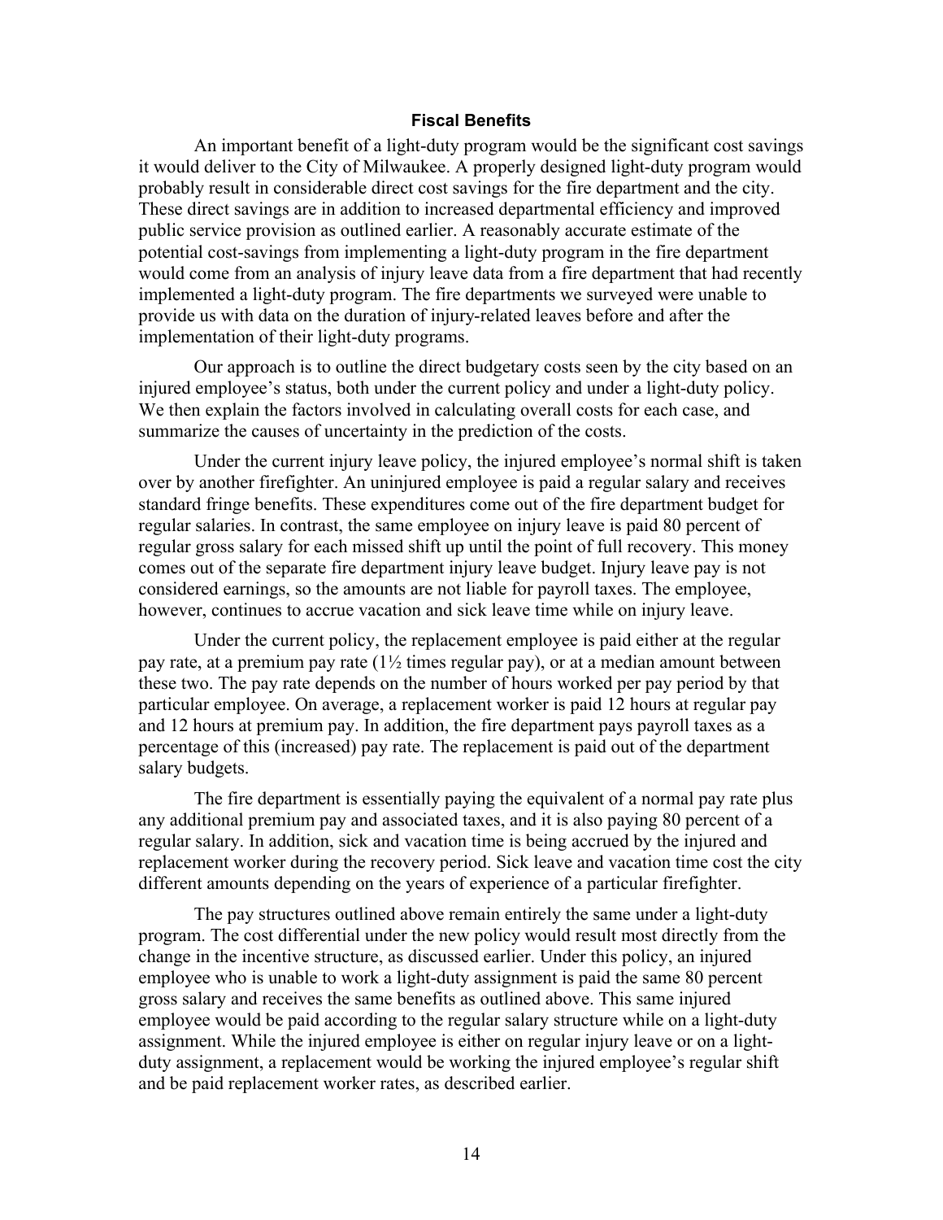### Fiscal Benefits

An important benefit of a light-duty program would be the significant cost savings it would deliver to the City of Milwaukee. A properly designed light-duty program would probably result in considerable direct cost savings for the fire department and the city. These direct savings are in addition to increased departmental efficiency and improved public service provision as outlined earlier. A reasonably accurate estimate of the potential cost-savings from implementing a light-duty program in the fire department would come from an analysis of injury leave data from a fire department that had recently implemented a light-duty program. The fire departments we surveyed were unable to provide us with data on the duration of injury-related leaves before and after the implementation of their light-duty programs.

Our approach is to outline the direct budgetary costs seen by the city based on an injured employee's status, both under the current policy and under a light-duty policy. We then explain the factors involved in calculating overall costs for each case, and summarize the causes of uncertainty in the prediction of the costs.

Under the current injury leave policy, the injured employee's normal shift is taken over by another firefighter. An uninjured employee is paid a regular salary and receives standard fringe benefits. These expenditures come out of the fire department budget for regular salaries. In contrast, the same employee on injury leave is paid 80 percent of regular gross salary for each missed shift up until the point of full recovery. This money comes out of the separate fire department injury leave budget. Injury leave pay is not considered earnings, so the amounts are not liable for payroll taxes. The employee, however, continues to accrue vacation and sick leave time while on injury leave.

Under the current policy, the replacement employee is paid either at the regular pay rate, at a premium pay rate (1½ times regular pay), or at a median amount between these two. The pay rate depends on the number of hours worked per pay period by that particular employee. On average, a replacement worker is paid 12 hours at regular pay and 12 hours at premium pay. In addition, the fire department pays payroll taxes as a percentage of this (increased) pay rate. The replacement is paid out of the department salary budgets.

The fire department is essentially paying the equivalent of a normal pay rate plus any additional premium pay and associated taxes, and it is also paying 80 percent of a regular salary. In addition, sick and vacation time is being accrued by the injured and replacement worker during the recovery period. Sick leave and vacation time cost the city different amounts depending on the years of experience of a particular firefighter.

The pay structures outlined above remain entirely the same under a light-duty program. The cost differential under the new policy would result most directly from the change in the incentive structure, as discussed earlier. Under this policy, an injured employee who is unable to work a light-duty assignment is paid the same 80 percent gross salary and receives the same benefits as outlined above. This same injured employee would be paid according to the regular salary structure while on a light-duty assignment. While the injured employee is either on regular injury leave or on a light-duty assignment, a replacement would be working the injured employee's regular shift and be paid replacement worker rates, as described earlier.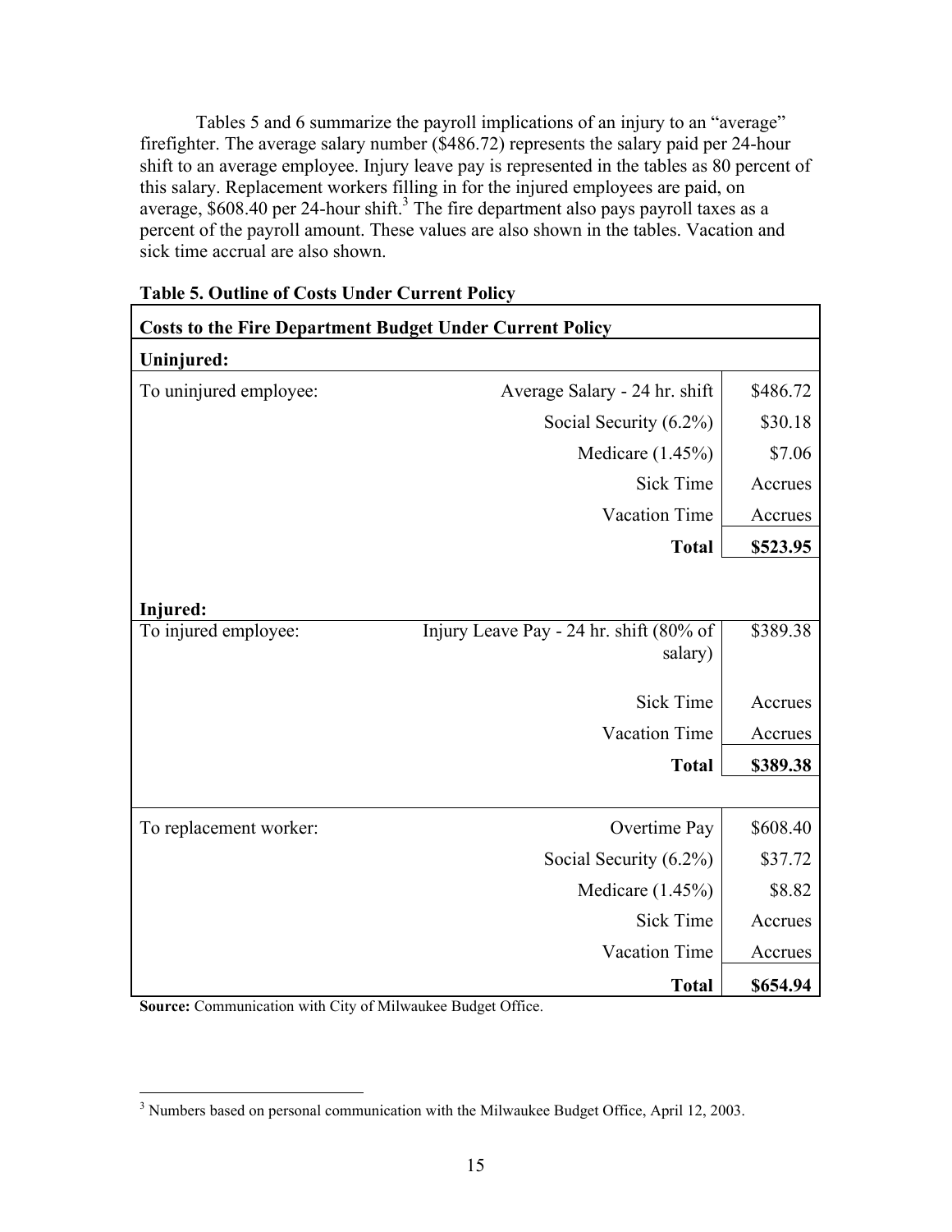Tables 5 and 6 summarize the payroll implications of an injury to an "average" firefighter. The average salary number ($486.72) represents the salary paid per 24-hour shift to an average employee. Injury leave pay is represented in the tables as 80 percent of this salary. Replacement workers filling in for the injured employees are paid, on average, $608.40 per 24-hour shift.[3] The fire department also pays payroll taxes as a percent of the payroll amount. These values are also shown in the tables. Vacation and sick time accrual are also shown.

**Table 5. Outline of Costs Under Current Policy**

| **Costs to the Fire Department Budget Under Current Policy** | | |
|---|---|---|
| **Uninjured:** | | |
| To uninjured employee: | Average Salary - 24 hr. shift | $486.72 |
| | Social Security (6.2%) | $30.18 |
| | Medicare (1.45%) | $7.06 |
| | Sick Time | Accrues |
| | Vacation Time | Accrues |
| | **Total** | **$523.95** |
| | | |
| **Injured:** | | |
| To injured employee: | Injury Leave Pay - 24 hr. shift (80% of salary) | $389.38 |
| | Sick Time | Accrues |
| | Vacation Time | Accrues |
| | **Total** | **$389.38** |
| | | |
| To replacement worker: | Overtime Pay | $608.40 |
| | Social Security (6.2%) | $37.72 |
| | Medicare (1.45%) | $8.82 |
| | Sick Time | Accrues |
| | Vacation Time | Accrues |
| | **Total** | **$654.94** |

**Source:** Communication with City of Milwaukee Budget Office.

[3] Numbers based on personal communication with the Milwaukee Budget Office, April 12, 2003.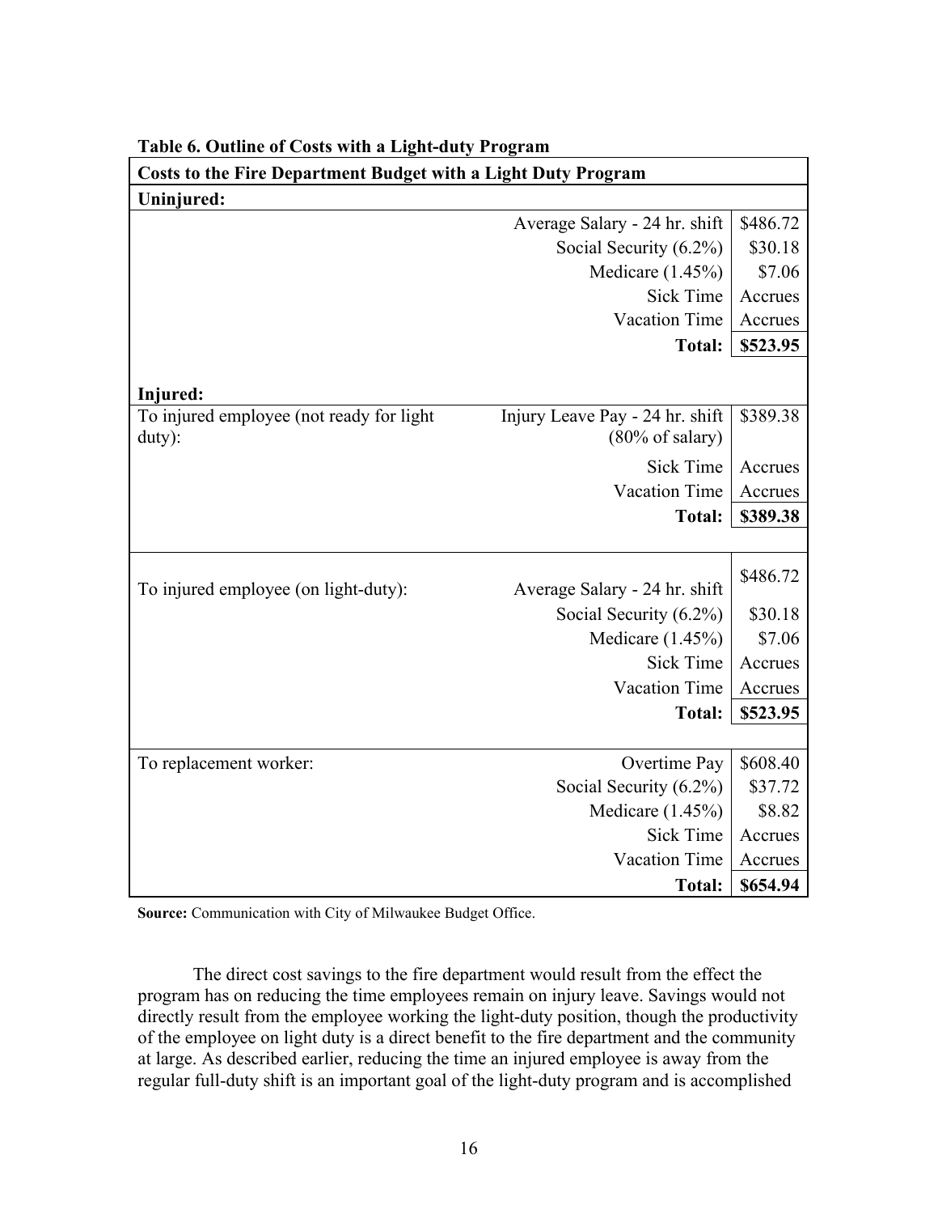**Table 6. Outline of Costs with a Light-duty Program**

| Costs to the Fire Department Budget with a Light Duty Program | | |
|---|---|---|
| **Uninjured:** | | |
| | Average Salary - 24 hr. shift | \$486.72 |
| | Social Security (6.2%) | \$30.18 |
| | Medicare (1.45%) | \$7.06 |
| | Sick Time | Accrues |
| | Vacation Time | Accrues |
| | **Total:** | **\$523.95** |
| **Injured:** | | |
| To injured employee (not ready for light duty): | Injury Leave Pay - 24 hr. shift (80% of salary) | \$389.38 |
| | Sick Time | Accrues |
| | Vacation Time | Accrues |
| | **Total:** | **\$389.38** |
| To injured employee (on light-duty): | Average Salary - 24 hr. shift | \$486.72 |
| | Social Security (6.2%) | \$30.18 |
| | Medicare (1.45%) | \$7.06 |
| | Sick Time | Accrues |
| | Vacation Time | Accrues |
| | **Total:** | **\$523.95** |
| To replacement worker: | Overtime Pay | \$608.40 |
| | Social Security (6.2%) | \$37.72 |
| | Medicare (1.45%) | \$8.82 |
| | Sick Time | Accrues |
| | Vacation Time | Accrues |
| | **Total:** | **\$654.94** |

**Source:** Communication with City of Milwaukee Budget Office.

The direct cost savings to the fire department would result from the effect the program has on reducing the time employees remain on injury leave. Savings would not directly result from the employee working the light-duty position, though the productivity of the employee on light duty is a direct benefit to the fire department and the community at large. As described earlier, reducing the time an injured employee is away from the regular full-duty shift is an important goal of the light-duty program and is accomplished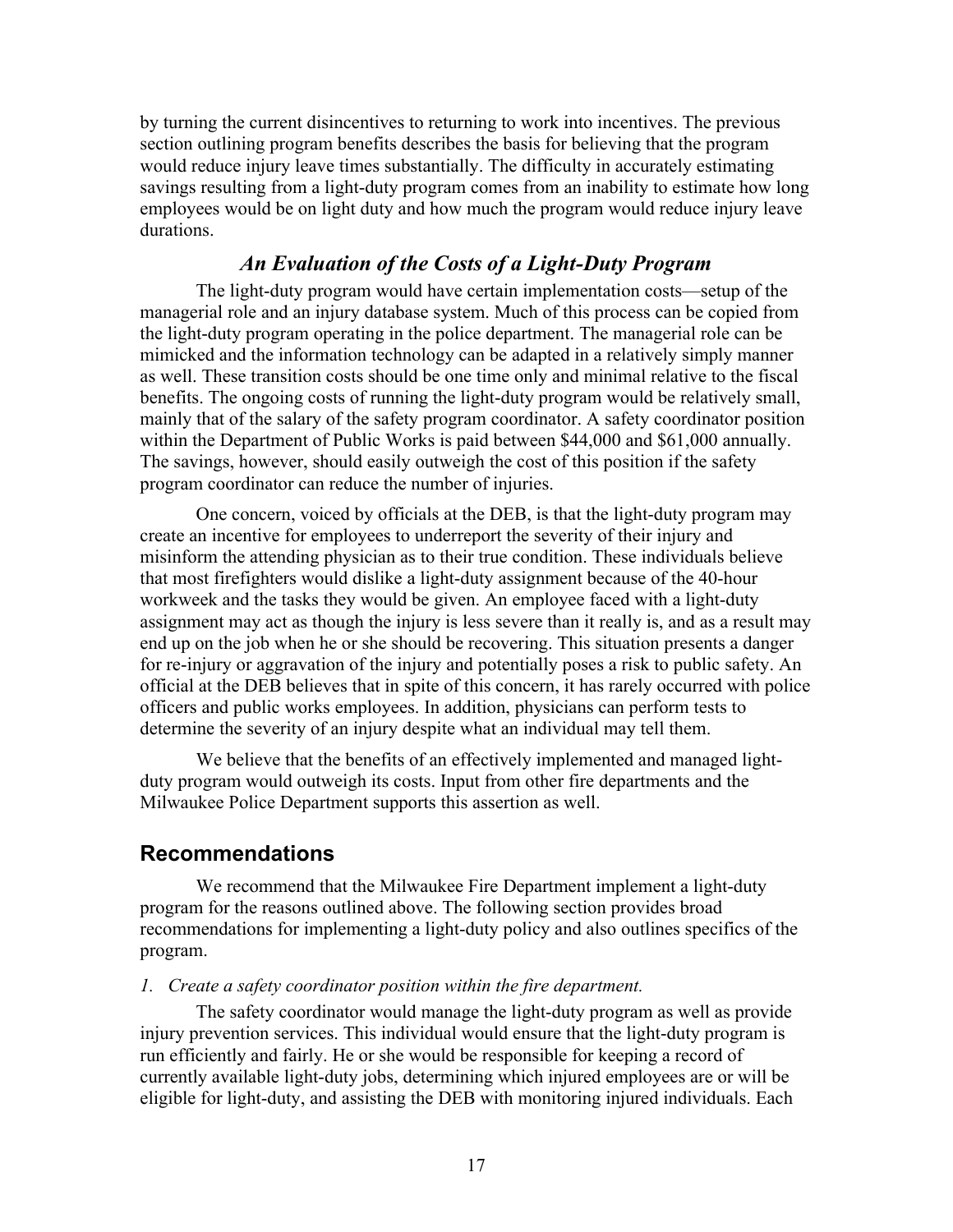by turning the current disincentives to returning to work into incentives. The previous section outlining program benefits describes the basis for believing that the program would reduce injury leave times substantially. The difficulty in accurately estimating savings resulting from a light-duty program comes from an inability to estimate how long employees would be on light duty and how much the program would reduce injury leave durations.

### *An Evaluation of the Costs of a Light-Duty Program*

The light-duty program would have certain implementation costs—setup of the managerial role and an injury database system. Much of this process can be copied from the light-duty program operating in the police department. The managerial role can be mimicked and the information technology can be adapted in a relatively simply manner as well. These transition costs should be one time only and minimal relative to the fiscal benefits. The ongoing costs of running the light-duty program would be relatively small, mainly that of the salary of the safety program coordinator. A safety coordinator position within the Department of Public Works is paid between $44,000 and $61,000 annually. The savings, however, should easily outweigh the cost of this position if the safety program coordinator can reduce the number of injuries.

One concern, voiced by officials at the DEB, is that the light-duty program may create an incentive for employees to underreport the severity of their injury and misinform the attending physician as to their true condition. These individuals believe that most firefighters would dislike a light-duty assignment because of the 40-hour workweek and the tasks they would be given. An employee faced with a light-duty assignment may act as though the injury is less severe than it really is, and as a result may end up on the job when he or she should be recovering. This situation presents a danger for re-injury or aggravation of the injury and potentially poses a risk to public safety. An official at the DEB believes that in spite of this concern, it has rarely occurred with police officers and public works employees. In addition, physicians can perform tests to determine the severity of an injury despite what an individual may tell them.

We believe that the benefits of an effectively implemented and managed light-duty program would outweigh its costs. Input from other fire departments and the Milwaukee Police Department supports this assertion as well.

## Recommendations

We recommend that the Milwaukee Fire Department implement a light-duty program for the reasons outlined above. The following section provides broad recommendations for implementing a light-duty policy and also outlines specifics of the program.

*1. Create a safety coordinator position within the fire department.*

The safety coordinator would manage the light-duty program as well as provide injury prevention services. This individual would ensure that the light-duty program is run efficiently and fairly. He or she would be responsible for keeping a record of currently available light-duty jobs, determining which injured employees are or will be eligible for light-duty, and assisting the DEB with monitoring injured individuals. Each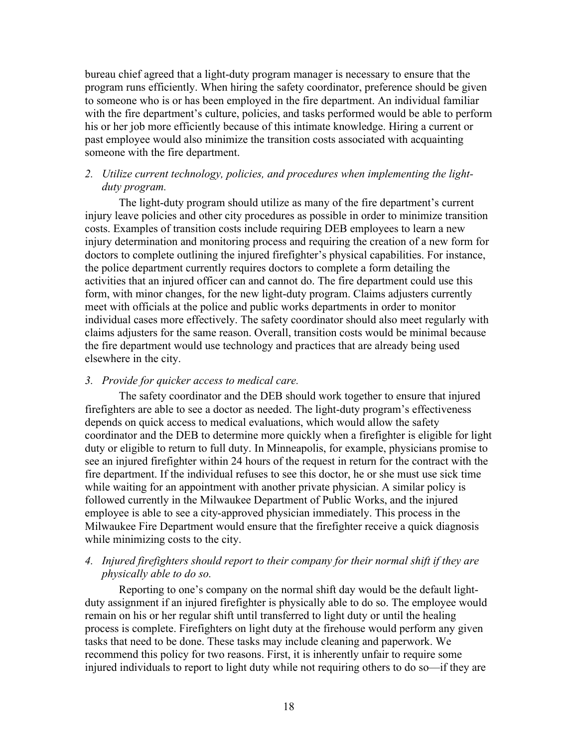bureau chief agreed that a light-duty program manager is necessary to ensure that the program runs efficiently. When hiring the safety coordinator, preference should be given to someone who is or has been employed in the fire department. An individual familiar with the fire department's culture, policies, and tasks performed would be able to perform his or her job more efficiently because of this intimate knowledge. Hiring a current or past employee would also minimize the transition costs associated with acquainting someone with the fire department.

2. *Utilize current technology, policies, and procedures when implementing the light-duty program.*

The light-duty program should utilize as many of the fire department's current injury leave policies and other city procedures as possible in order to minimize transition costs. Examples of transition costs include requiring DEB employees to learn a new injury determination and monitoring process and requiring the creation of a new form for doctors to complete outlining the injured firefighter's physical capabilities. For instance, the police department currently requires doctors to complete a form detailing the activities that an injured officer can and cannot do. The fire department could use this form, with minor changes, for the new light-duty program. Claims adjusters currently meet with officials at the police and public works departments in order to monitor individual cases more effectively. The safety coordinator should also meet regularly with claims adjusters for the same reason. Overall, transition costs would be minimal because the fire department would use technology and practices that are already being used elsewhere in the city.

3. *Provide for quicker access to medical care.*

The safety coordinator and the DEB should work together to ensure that injured firefighters are able to see a doctor as needed. The light-duty program's effectiveness depends on quick access to medical evaluations, which would allow the safety coordinator and the DEB to determine more quickly when a firefighter is eligible for light duty or eligible to return to full duty. In Minneapolis, for example, physicians promise to see an injured firefighter within 24 hours of the request in return for the contract with the fire department. If the individual refuses to see this doctor, he or she must use sick time while waiting for an appointment with another private physician. A similar policy is followed currently in the Milwaukee Department of Public Works, and the injured employee is able to see a city-approved physician immediately. This process in the Milwaukee Fire Department would ensure that the firefighter receive a quick diagnosis while minimizing costs to the city.

4. *Injured firefighters should report to their company for their normal shift if they are physically able to do so.*

Reporting to one's company on the normal shift day would be the default light-duty assignment if an injured firefighter is physically able to do so. The employee would remain on his or her regular shift until transferred to light duty or until the healing process is complete. Firefighters on light duty at the firehouse would perform any given tasks that need to be done. These tasks may include cleaning and paperwork. We recommend this policy for two reasons. First, it is inherently unfair to require some injured individuals to report to light duty while not requiring others to do so—if they are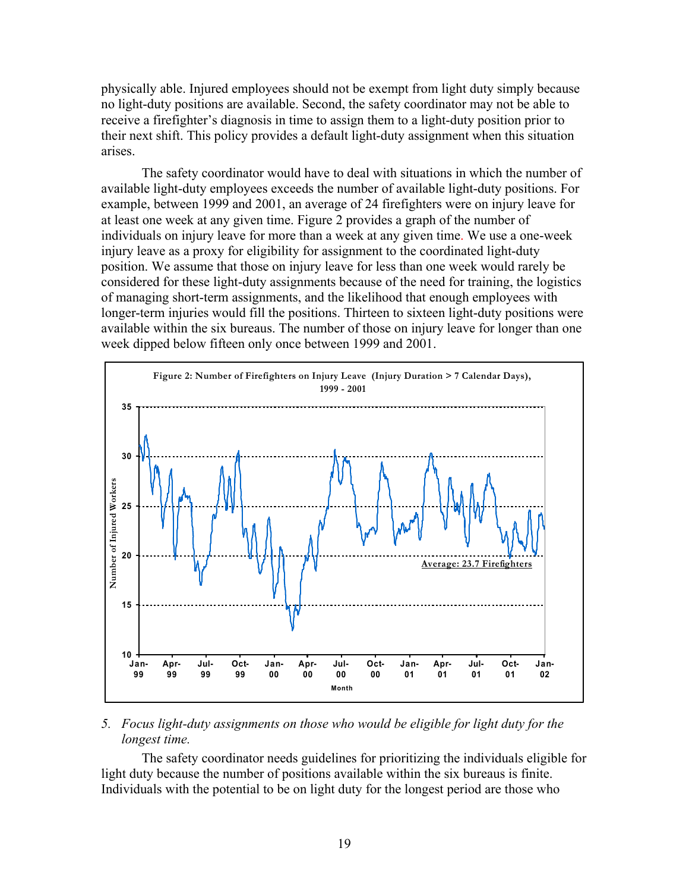physically able. Injured employees should not be exempt from light duty simply because no light-duty positions are available. Second, the safety coordinator may not be able to receive a firefighter's diagnosis in time to assign them to a light-duty position prior to their next shift. This policy provides a default light-duty assignment when this situation arises.

The safety coordinator would have to deal with situations in which the number of available light-duty employees exceeds the number of available light-duty positions. For example, between 1999 and 2001, an average of 24 firefighters were on injury leave for at least one week at any given time. Figure 2 provides a graph of the number of individuals on injury leave for more than a week at any given time. We use a one-week injury leave as a proxy for eligibility for assignment to the coordinated light-duty position. We assume that those on injury leave for less than one week would rarely be considered for these light-duty assignments because of the need for training, the logistics of managing short-term assignments, and the likelihood that enough employees with longer-term injuries would fill the positions. Thirteen to sixteen light-duty positions were available within the six bureaus. The number of those on injury leave for longer than one week dipped below fifteen only once between 1999 and 2001.

**Figure 2: Number of Firefighters on Injury Leave (Injury Duration > 7 Calendar Days), 1999 - 2001**

5. *Focus light-duty assignments on those who would be eligible for light duty for the longest time.*

The safety coordinator needs guidelines for prioritizing the individuals eligible for light duty because the number of positions available within the six bureaus is finite. Individuals with the potential to be on light duty for the longest period are those who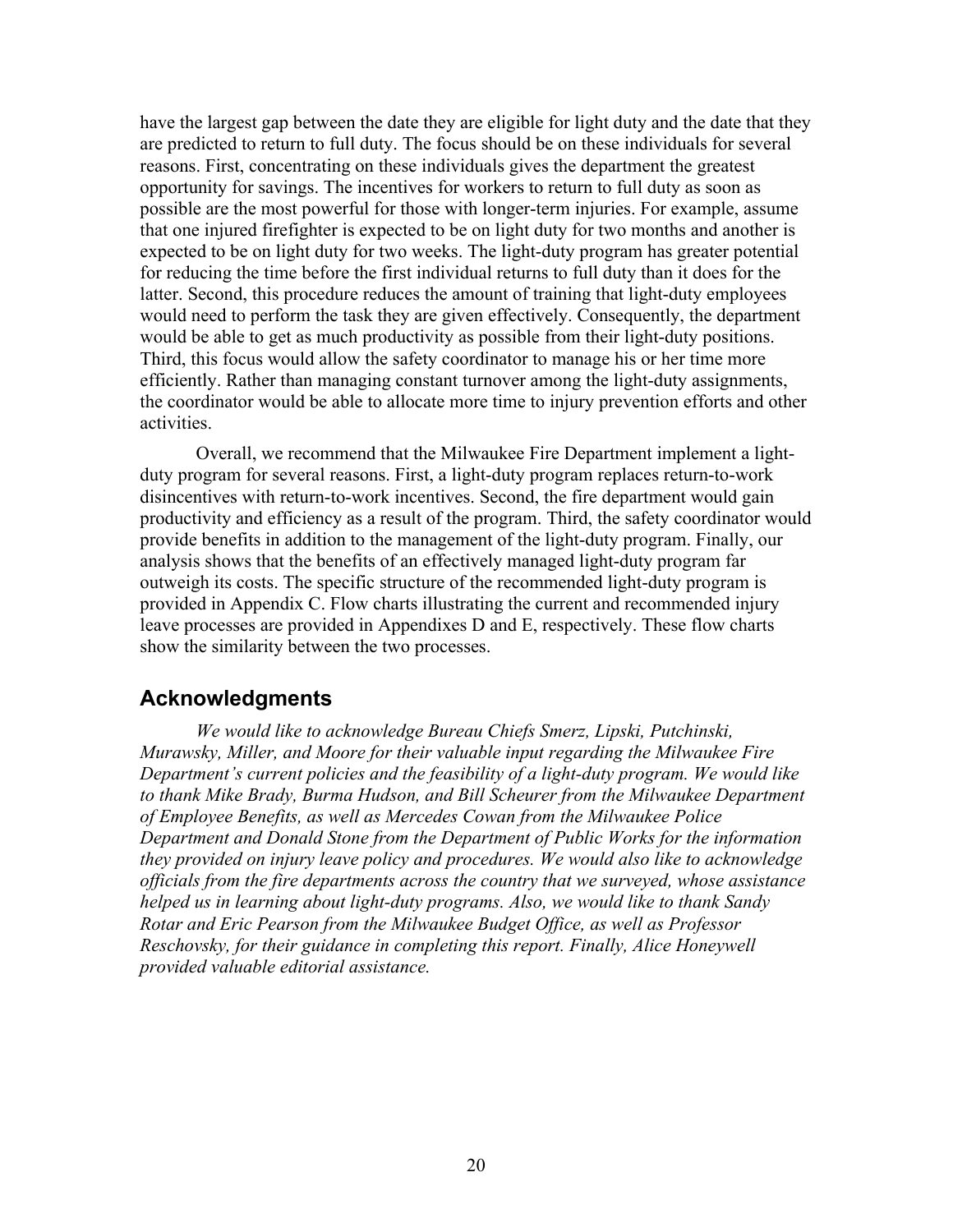have the largest gap between the date they are eligible for light duty and the date that they are predicted to return to full duty. The focus should be on these individuals for several reasons. First, concentrating on these individuals gives the department the greatest opportunity for savings. The incentives for workers to return to full duty as soon as possible are the most powerful for those with longer-term injuries. For example, assume that one injured firefighter is expected to be on light duty for two months and another is expected to be on light duty for two weeks. The light-duty program has greater potential for reducing the time before the first individual returns to full duty than it does for the latter. Second, this procedure reduces the amount of training that light-duty employees would need to perform the task they are given effectively. Consequently, the department would be able to get as much productivity as possible from their light-duty positions. Third, this focus would allow the safety coordinator to manage his or her time more efficiently. Rather than managing constant turnover among the light-duty assignments, the coordinator would be able to allocate more time to injury prevention efforts and other activities.

Overall, we recommend that the Milwaukee Fire Department implement a light-duty program for several reasons. First, a light-duty program replaces return-to-work disincentives with return-to-work incentives. Second, the fire department would gain productivity and efficiency as a result of the program. Third, the safety coordinator would provide benefits in addition to the management of the light-duty program. Finally, our analysis shows that the benefits of an effectively managed light-duty program far outweigh its costs. The specific structure of the recommended light-duty program is provided in Appendix C. Flow charts illustrating the current and recommended injury leave processes are provided in Appendixes D and E, respectively. These flow charts show the similarity between the two processes.

## Acknowledgments

*We would like to acknowledge Bureau Chiefs Smerz, Lipski, Putchinski, Murawsky, Miller, and Moore for their valuable input regarding the Milwaukee Fire Department's current policies and the feasibility of a light-duty program. We would like to thank Mike Brady, Burma Hudson, and Bill Scheurer from the Milwaukee Department of Employee Benefits, as well as Mercedes Cowan from the Milwaukee Police Department and Donald Stone from the Department of Public Works for the information they provided on injury leave policy and procedures. We would also like to acknowledge officials from the fire departments across the country that we surveyed, whose assistance helped us in learning about light-duty programs. Also, we would like to thank Sandy Rotar and Eric Pearson from the Milwaukee Budget Office, as well as Professor Reschovsky, for their guidance in completing this report. Finally, Alice Honeywell provided valuable editorial assistance.*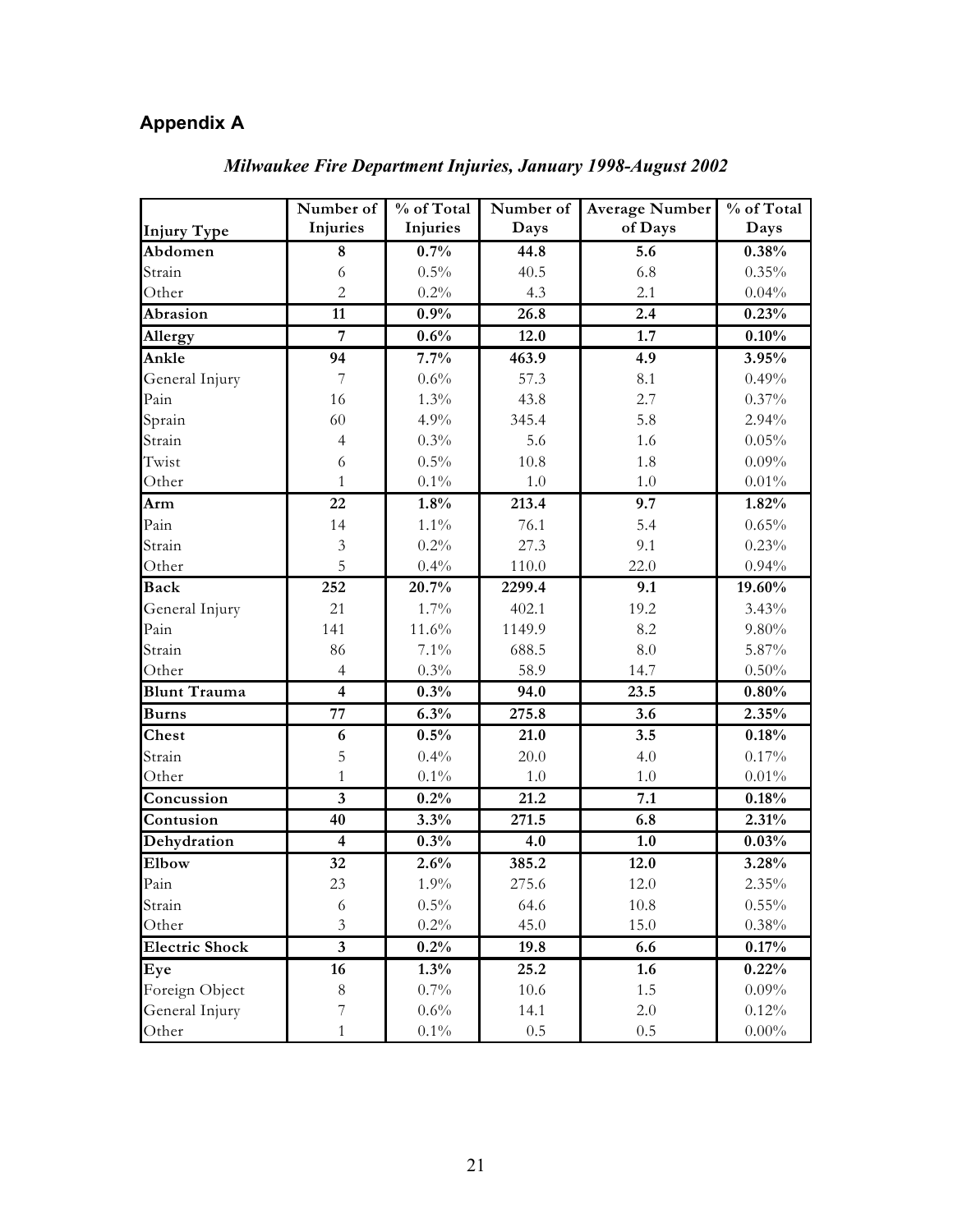## Appendix A

*Milwaukee Fire Department Injuries, January 1998-August 2002*

| Injury Type | Number of Injuries | % of Total Injuries | Number of Days | Average Number of Days | % of Total Days |
|---|---|---|---|---|---|
| **Abdomen** | **8** | **0.7%** | **44.8** | **5.6** | **0.38%** |
| Strain | 6 | 0.5% | 40.5 | 6.8 | 0.35% |
| Other | 2 | 0.2% | 4.3 | 2.1 | 0.04% |
| **Abrasion** | **11** | **0.9%** | **26.8** | **2.4** | **0.23%** |
| **Allergy** | **7** | **0.6%** | **12.0** | **1.7** | **0.10%** |
| **Ankle** | **94** | **7.7%** | **463.9** | **4.9** | **3.95%** |
| General Injury | 7 | 0.6% | 57.3 | 8.1 | 0.49% |
| Pain | 16 | 1.3% | 43.8 | 2.7 | 0.37% |
| Sprain | 60 | 4.9% | 345.4 | 5.8 | 2.94% |
| Strain | 4 | 0.3% | 5.6 | 1.6 | 0.05% |
| Twist | 6 | 0.5% | 10.8 | 1.8 | 0.09% |
| Other | 1 | 0.1% | 1.0 | 1.0 | 0.01% |
| **Arm** | **22** | **1.8%** | **213.4** | **9.7** | **1.82%** |
| Pain | 14 | 1.1% | 76.1 | 5.4 | 0.65% |
| Strain | 3 | 0.2% | 27.3 | 9.1 | 0.23% |
| Other | 5 | 0.4% | 110.0 | 22.0 | 0.94% |
| **Back** | **252** | **20.7%** | **2299.4** | **9.1** | **19.60%** |
| General Injury | 21 | 1.7% | 402.1 | 19.2 | 3.43% |
| Pain | 141 | 11.6% | 1149.9 | 8.2 | 9.80% |
| Strain | 86 | 7.1% | 688.5 | 8.0 | 5.87% |
| Other | 4 | 0.3% | 58.9 | 14.7 | 0.50% |
| **Blunt Trauma** | **4** | **0.3%** | **94.0** | **23.5** | **0.80%** |
| **Burns** | **77** | **6.3%** | **275.8** | **3.6** | **2.35%** |
| **Chest** | **6** | **0.5%** | **21.0** | **3.5** | **0.18%** |
| Strain | 5 | 0.4% | 20.0 | 4.0 | 0.17% |
| Other | 1 | 0.1% | 1.0 | 1.0 | 0.01% |
| **Concussion** | **3** | **0.2%** | **21.2** | **7.1** | **0.18%** |
| **Contusion** | **40** | **3.3%** | **271.5** | **6.8** | **2.31%** |
| **Dehydration** | **4** | **0.3%** | **4.0** | **1.0** | **0.03%** |
| **Elbow** | **32** | **2.6%** | **385.2** | **12.0** | **3.28%** |
| Pain | 23 | 1.9% | 275.6 | 12.0 | 2.35% |
| Strain | 6 | 0.5% | 64.6 | 10.8 | 0.55% |
| Other | 3 | 0.2% | 45.0 | 15.0 | 0.38% |
| **Electric Shock** | **3** | **0.2%** | **19.8** | **6.6** | **0.17%** |
| **Eye** | **16** | **1.3%** | **25.2** | **1.6** | **0.22%** |
| Foreign Object | 8 | 0.7% | 10.6 | 1.5 | 0.09% |
| General Injury | 7 | 0.6% | 14.1 | 2.0 | 0.12% |
| Other | 1 | 0.1% | 0.5 | 0.5 | 0.00% |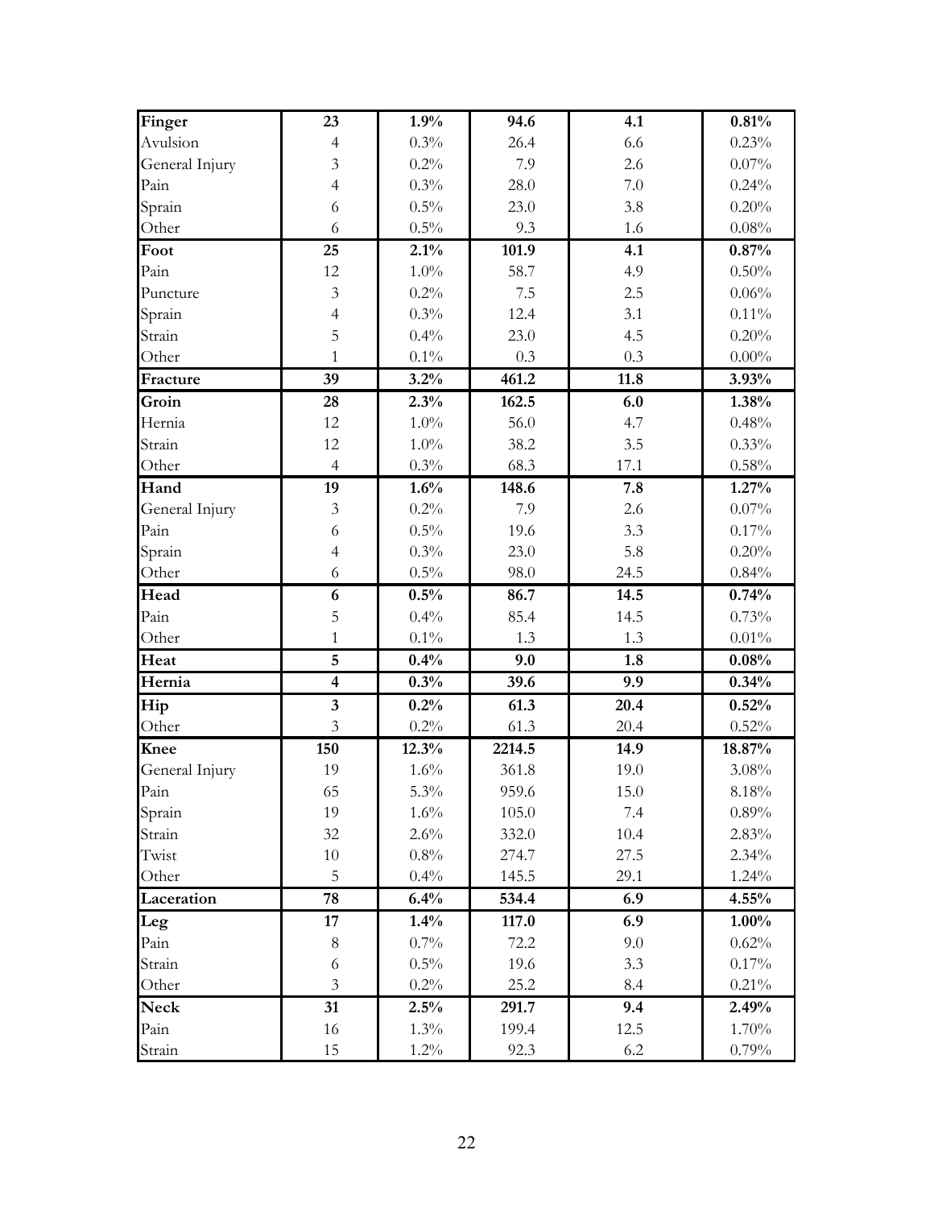| **Finger** | **23** | **1.9%** | **94.6** | **4.1** | **0.81%** |
|---|---|---|---|---|---|
| Avulsion | 4 | 0.3% | 26.4 | 6.6 | 0.23% |
| General Injury | 3 | 0.2% | 7.9 | 2.6 | 0.07% |
| Pain | 4 | 0.3% | 28.0 | 7.0 | 0.24% |
| Sprain | 6 | 0.5% | 23.0 | 3.8 | 0.20% |
| Other | 6 | 0.5% | 9.3 | 1.6 | 0.08% |
| **Foot** | **25** | **2.1%** | **101.9** | **4.1** | **0.87%** |
| Pain | 12 | 1.0% | 58.7 | 4.9 | 0.50% |
| Puncture | 3 | 0.2% | 7.5 | 2.5 | 0.06% |
| Sprain | 4 | 0.3% | 12.4 | 3.1 | 0.11% |
| Strain | 5 | 0.4% | 23.0 | 4.5 | 0.20% |
| Other | 1 | 0.1% | 0.3 | 0.3 | 0.00% |
| **Fracture** | **39** | **3.2%** | **461.2** | **11.8** | **3.93%** |
| **Groin** | **28** | **2.3%** | **162.5** | **6.0** | **1.38%** |
| Hernia | 12 | 1.0% | 56.0 | 4.7 | 0.48% |
| Strain | 12 | 1.0% | 38.2 | 3.5 | 0.33% |
| Other | 4 | 0.3% | 68.3 | 17.1 | 0.58% |
| **Hand** | **19** | **1.6%** | **148.6** | **7.8** | **1.27%** |
| General Injury | 3 | 0.2% | 7.9 | 2.6 | 0.07% |
| Pain | 6 | 0.5% | 19.6 | 3.3 | 0.17% |
| Sprain | 4 | 0.3% | 23.0 | 5.8 | 0.20% |
| Other | 6 | 0.5% | 98.0 | 24.5 | 0.84% |
| **Head** | **6** | **0.5%** | **86.7** | **14.5** | **0.74%** |
| Pain | 5 | 0.4% | 85.4 | 14.5 | 0.73% |
| Other | 1 | 0.1% | 1.3 | 1.3 | 0.01% |
| **Heat** | **5** | **0.4%** | **9.0** | **1.8** | **0.08%** |
| **Hernia** | **4** | **0.3%** | **39.6** | **9.9** | **0.34%** |
| **Hip** | **3** | **0.2%** | **61.3** | **20.4** | **0.52%** |
| Other | 3 | 0.2% | 61.3 | 20.4 | 0.52% |
| **Knee** | **150** | **12.3%** | **2214.5** | **14.9** | **18.87%** |
| General Injury | 19 | 1.6% | 361.8 | 19.0 | 3.08% |
| Pain | 65 | 5.3% | 959.6 | 15.0 | 8.18% |
| Sprain | 19 | 1.6% | 105.0 | 7.4 | 0.89% |
| Strain | 32 | 2.6% | 332.0 | 10.4 | 2.83% |
| Twist | 10 | 0.8% | 274.7 | 27.5 | 2.34% |
| Other | 5 | 0.4% | 145.5 | 29.1 | 1.24% |
| **Laceration** | **78** | **6.4%** | **534.4** | **6.9** | **4.55%** |
| **Leg** | **17** | **1.4%** | **117.0** | **6.9** | **1.00%** |
| Pain | 8 | 0.7% | 72.2 | 9.0 | 0.62% |
| Strain | 6 | 0.5% | 19.6 | 3.3 | 0.17% |
| Other | 3 | 0.2% | 25.2 | 8.4 | 0.21% |
| **Neck** | **31** | **2.5%** | **291.7** | **9.4** | **2.49%** |
| Pain | 16 | 1.3% | 199.4 | 12.5 | 1.70% |
| Strain | 15 | 1.2% | 92.3 | 6.2 | 0.79% |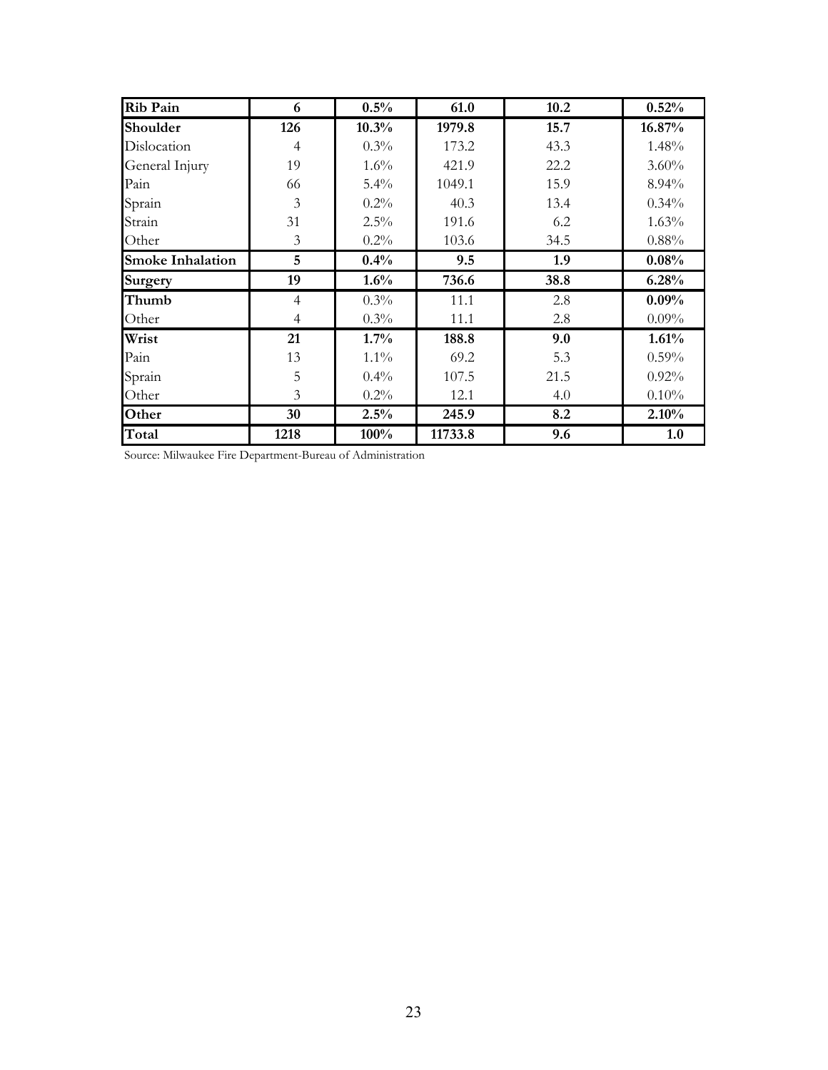| **Rib Pain** | **6** | **0.5%** | **61.0** | **10.2** | **0.52%** |
|---|---|---|---|---|---|
| **Shoulder** | **126** | **10.3%** | **1979.8** | **15.7** | **16.87%** |
| Dislocation | 4 | 0.3% | 173.2 | 43.3 | 1.48% |
| General Injury | 19 | 1.6% | 421.9 | 22.2 | 3.60% |
| Pain | 66 | 5.4% | 1049.1 | 15.9 | 8.94% |
| Sprain | 3 | 0.2% | 40.3 | 13.4 | 0.34% |
| Strain | 31 | 2.5% | 191.6 | 6.2 | 1.63% |
| Other | 3 | 0.2% | 103.6 | 34.5 | 0.88% |
| **Smoke Inhalation** | **5** | **0.4%** | **9.5** | **1.9** | **0.08%** |
| **Surgery** | **19** | **1.6%** | **736.6** | **38.8** | **6.28%** |
| **Thumb** | 4 | 0.3% | 11.1 | 2.8 | **0.09%** |
| Other | 4 | 0.3% | 11.1 | 2.8 | 0.09% |
| **Wrist** | **21** | **1.7%** | **188.8** | **9.0** | **1.61%** |
| Pain | 13 | 1.1% | 69.2 | 5.3 | 0.59% |
| Sprain | 5 | 0.4% | 107.5 | 21.5 | 0.92% |
| Other | 3 | 0.2% | 12.1 | 4.0 | 0.10% |
| **Other** | **30** | **2.5%** | **245.9** | **8.2** | **2.10%** |
| **Total** | **1218** | **100%** | **11733.8** | **9.6** | **1.0** |

Source: Milwaukee Fire Department-Bureau of Administration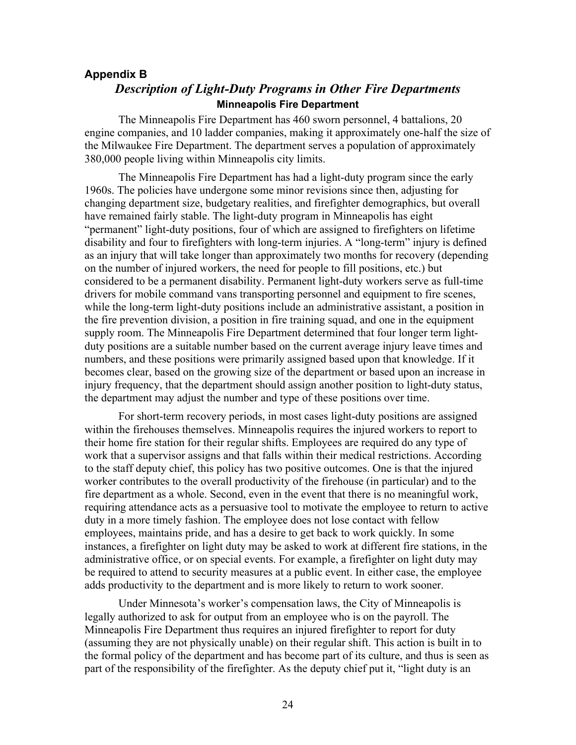## Appendix B

### *Description of Light-Duty Programs in Other Fire Departments*

#### Minneapolis Fire Department

The Minneapolis Fire Department has 460 sworn personnel, 4 battalions, 20 engine companies, and 10 ladder companies, making it approximately one-half the size of the Milwaukee Fire Department. The department serves a population of approximately 380,000 people living within Minneapolis city limits.

The Minneapolis Fire Department has had a light-duty program since the early 1960s. The policies have undergone some minor revisions since then, adjusting for changing department size, budgetary realities, and firefighter demographics, but overall have remained fairly stable. The light-duty program in Minneapolis has eight "permanent" light-duty positions, four of which are assigned to firefighters on lifetime disability and four to firefighters with long-term injuries. A "long-term" injury is defined as an injury that will take longer than approximately two months for recovery (depending on the number of injured workers, the need for people to fill positions, etc.) but considered to be a permanent disability. Permanent light-duty workers serve as full-time drivers for mobile command vans transporting personnel and equipment to fire scenes, while the long-term light-duty positions include an administrative assistant, a position in the fire prevention division, a position in fire training squad, and one in the equipment supply room. The Minneapolis Fire Department determined that four longer term light-duty positions are a suitable number based on the current average injury leave times and numbers, and these positions were primarily assigned based upon that knowledge. If it becomes clear, based on the growing size of the department or based upon an increase in injury frequency, that the department should assign another position to light-duty status, the department may adjust the number and type of these positions over time.

For short-term recovery periods, in most cases light-duty positions are assigned within the firehouses themselves. Minneapolis requires the injured workers to report to their home fire station for their regular shifts. Employees are required do any type of work that a supervisor assigns and that falls within their medical restrictions. According to the staff deputy chief, this policy has two positive outcomes. One is that the injured worker contributes to the overall productivity of the firehouse (in particular) and to the fire department as a whole. Second, even in the event that there is no meaningful work, requiring attendance acts as a persuasive tool to motivate the employee to return to active duty in a more timely fashion. The employee does not lose contact with fellow employees, maintains pride, and has a desire to get back to work quickly. In some instances, a firefighter on light duty may be asked to work at different fire stations, in the administrative office, or on special events. For example, a firefighter on light duty may be required to attend to security measures at a public event. In either case, the employee adds productivity to the department and is more likely to return to work sooner.

Under Minnesota's worker's compensation laws, the City of Minneapolis is legally authorized to ask for output from an employee who is on the payroll. The Minneapolis Fire Department thus requires an injured firefighter to report for duty (assuming they are not physically unable) on their regular shift. This action is built in to the formal policy of the department and has become part of its culture, and thus is seen as part of the responsibility of the firefighter. As the deputy chief put it, "light duty is an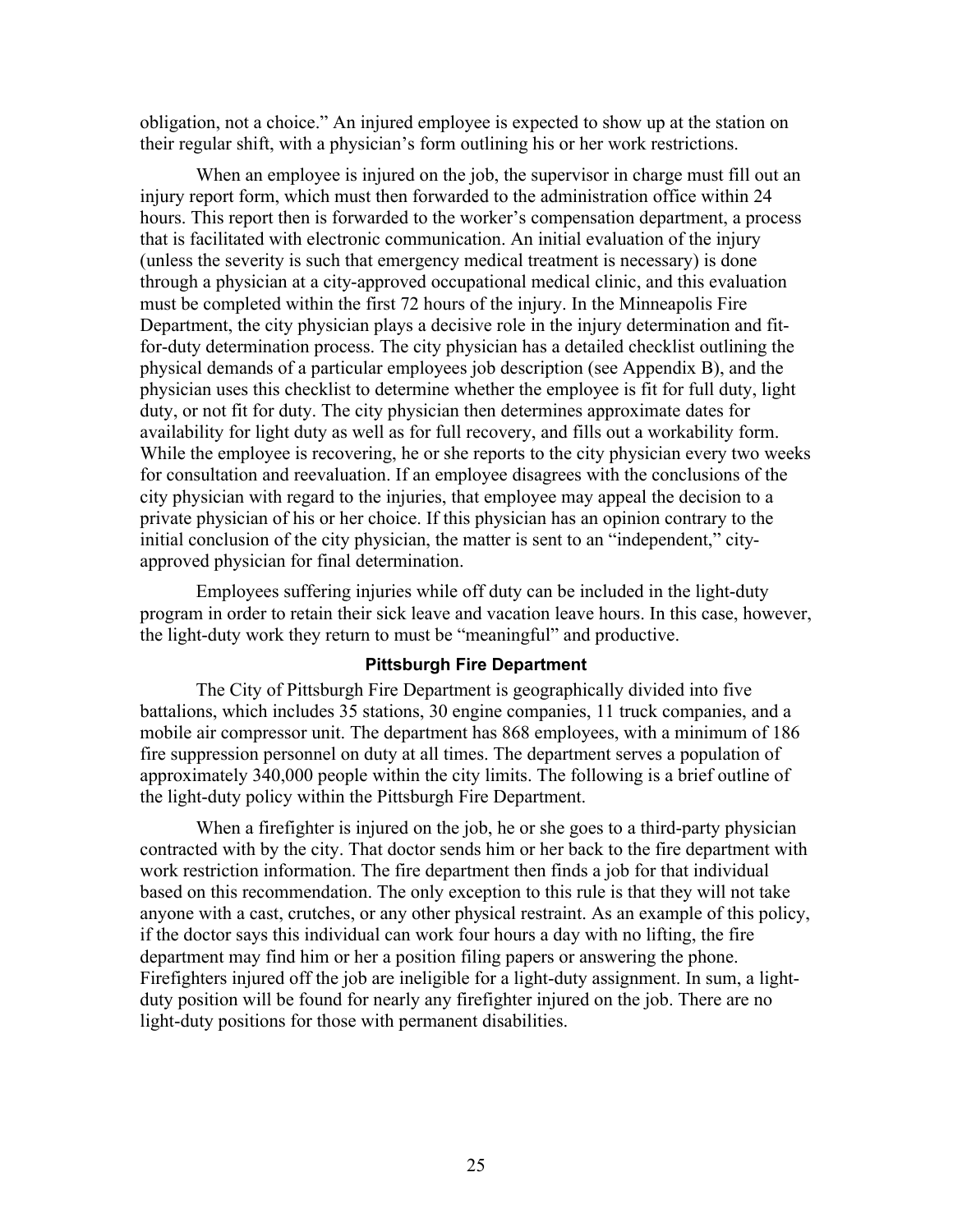obligation, not a choice." An injured employee is expected to show up at the station on their regular shift, with a physician's form outlining his or her work restrictions.

When an employee is injured on the job, the supervisor in charge must fill out an injury report form, which must then forwarded to the administration office within 24 hours. This report then is forwarded to the worker's compensation department, a process that is facilitated with electronic communication. An initial evaluation of the injury (unless the severity is such that emergency medical treatment is necessary) is done through a physician at a city-approved occupational medical clinic, and this evaluation must be completed within the first 72 hours of the injury. In the Minneapolis Fire Department, the city physician plays a decisive role in the injury determination and fit-for-duty determination process. The city physician has a detailed checklist outlining the physical demands of a particular employees job description (see Appendix B), and the physician uses this checklist to determine whether the employee is fit for full duty, light duty, or not fit for duty. The city physician then determines approximate dates for availability for light duty as well as for full recovery, and fills out a workability form. While the employee is recovering, he or she reports to the city physician every two weeks for consultation and reevaluation. If an employee disagrees with the conclusions of the city physician with regard to the injuries, that employee may appeal the decision to a private physician of his or her choice. If this physician has an opinion contrary to the initial conclusion of the city physician, the matter is sent to an "independent," city-approved physician for final determination.

Employees suffering injuries while off duty can be included in the light-duty program in order to retain their sick leave and vacation leave hours. In this case, however, the light-duty work they return to must be "meaningful" and productive.

### Pittsburgh Fire Department

The City of Pittsburgh Fire Department is geographically divided into five battalions, which includes 35 stations, 30 engine companies, 11 truck companies, and a mobile air compressor unit. The department has 868 employees, with a minimum of 186 fire suppression personnel on duty at all times. The department serves a population of approximately 340,000 people within the city limits. The following is a brief outline of the light-duty policy within the Pittsburgh Fire Department.

When a firefighter is injured on the job, he or she goes to a third-party physician contracted with by the city. That doctor sends him or her back to the fire department with work restriction information. The fire department then finds a job for that individual based on this recommendation. The only exception to this rule is that they will not take anyone with a cast, crutches, or any other physical restraint. As an example of this policy, if the doctor says this individual can work four hours a day with no lifting, the fire department may find him or her a position filing papers or answering the phone. Firefighters injured off the job are ineligible for a light-duty assignment. In sum, a light-duty position will be found for nearly any firefighter injured on the job. There are no light-duty positions for those with permanent disabilities.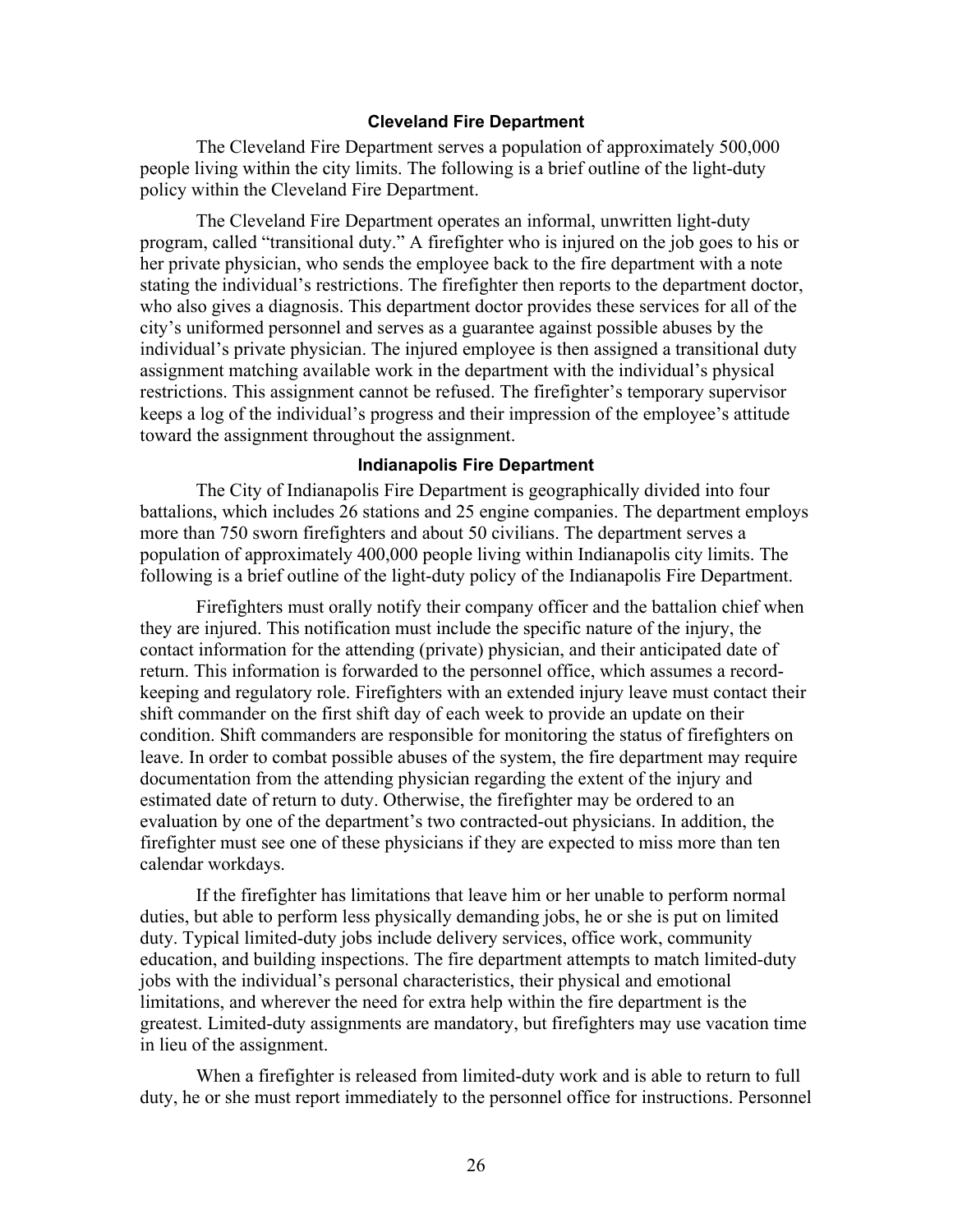### Cleveland Fire Department

The Cleveland Fire Department serves a population of approximately 500,000 people living within the city limits. The following is a brief outline of the light-duty policy within the Cleveland Fire Department.

The Cleveland Fire Department operates an informal, unwritten light-duty program, called "transitional duty." A firefighter who is injured on the job goes to his or her private physician, who sends the employee back to the fire department with a note stating the individual's restrictions. The firefighter then reports to the department doctor, who also gives a diagnosis. This department doctor provides these services for all of the city's uniformed personnel and serves as a guarantee against possible abuses by the individual's private physician. The injured employee is then assigned a transitional duty assignment matching available work in the department with the individual's physical restrictions. This assignment cannot be refused. The firefighter's temporary supervisor keeps a log of the individual's progress and their impression of the employee's attitude toward the assignment throughout the assignment.

### Indianapolis Fire Department

The City of Indianapolis Fire Department is geographically divided into four battalions, which includes 26 stations and 25 engine companies. The department employs more than 750 sworn firefighters and about 50 civilians. The department serves a population of approximately 400,000 people living within Indianapolis city limits. The following is a brief outline of the light-duty policy of the Indianapolis Fire Department.

Firefighters must orally notify their company officer and the battalion chief when they are injured. This notification must include the specific nature of the injury, the contact information for the attending (private) physician, and their anticipated date of return. This information is forwarded to the personnel office, which assumes a record-keeping and regulatory role. Firefighters with an extended injury leave must contact their shift commander on the first shift day of each week to provide an update on their condition. Shift commanders are responsible for monitoring the status of firefighters on leave. In order to combat possible abuses of the system, the fire department may require documentation from the attending physician regarding the extent of the injury and estimated date of return to duty. Otherwise, the firefighter may be ordered to an evaluation by one of the department's two contracted-out physicians. In addition, the firefighter must see one of these physicians if they are expected to miss more than ten calendar workdays.

If the firefighter has limitations that leave him or her unable to perform normal duties, but able to perform less physically demanding jobs, he or she is put on limited duty. Typical limited-duty jobs include delivery services, office work, community education, and building inspections. The fire department attempts to match limited-duty jobs with the individual's personal characteristics, their physical and emotional limitations, and wherever the need for extra help within the fire department is the greatest. Limited-duty assignments are mandatory, but firefighters may use vacation time in lieu of the assignment.

When a firefighter is released from limited-duty work and is able to return to full duty, he or she must report immediately to the personnel office for instructions. Personnel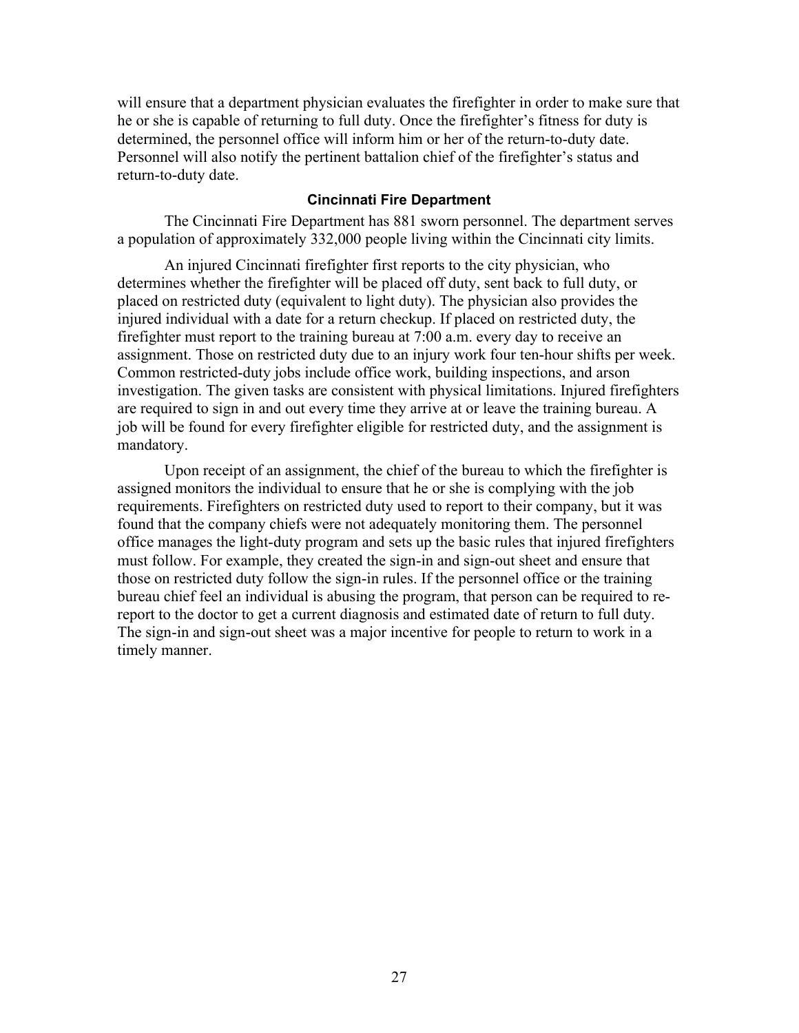will ensure that a department physician evaluates the firefighter in order to make sure that he or she is capable of returning to full duty. Once the firefighter's fitness for duty is determined, the personnel office will inform him or her of the return-to-duty date. Personnel will also notify the pertinent battalion chief of the firefighter's status and return-to-duty date.

### Cincinnati Fire Department

The Cincinnati Fire Department has 881 sworn personnel. The department serves a population of approximately 332,000 people living within the Cincinnati city limits.

An injured Cincinnati firefighter first reports to the city physician, who determines whether the firefighter will be placed off duty, sent back to full duty, or placed on restricted duty (equivalent to light duty). The physician also provides the injured individual with a date for a return checkup. If placed on restricted duty, the firefighter must report to the training bureau at 7:00 a.m. every day to receive an assignment. Those on restricted duty due to an injury work four ten-hour shifts per week. Common restricted-duty jobs include office work, building inspections, and arson investigation. The given tasks are consistent with physical limitations. Injured firefighters are required to sign in and out every time they arrive at or leave the training bureau. A job will be found for every firefighter eligible for restricted duty, and the assignment is mandatory.

Upon receipt of an assignment, the chief of the bureau to which the firefighter is assigned monitors the individual to ensure that he or she is complying with the job requirements. Firefighters on restricted duty used to report to their company, but it was found that the company chiefs were not adequately monitoring them. The personnel office manages the light-duty program and sets up the basic rules that injured firefighters must follow. For example, they created the sign-in and sign-out sheet and ensure that those on restricted duty follow the sign-in rules. If the personnel office or the training bureau chief feel an individual is abusing the program, that person can be required to re-report to the doctor to get a current diagnosis and estimated date of return to full duty. The sign-in and sign-out sheet was a major incentive for people to return to work in a timely manner.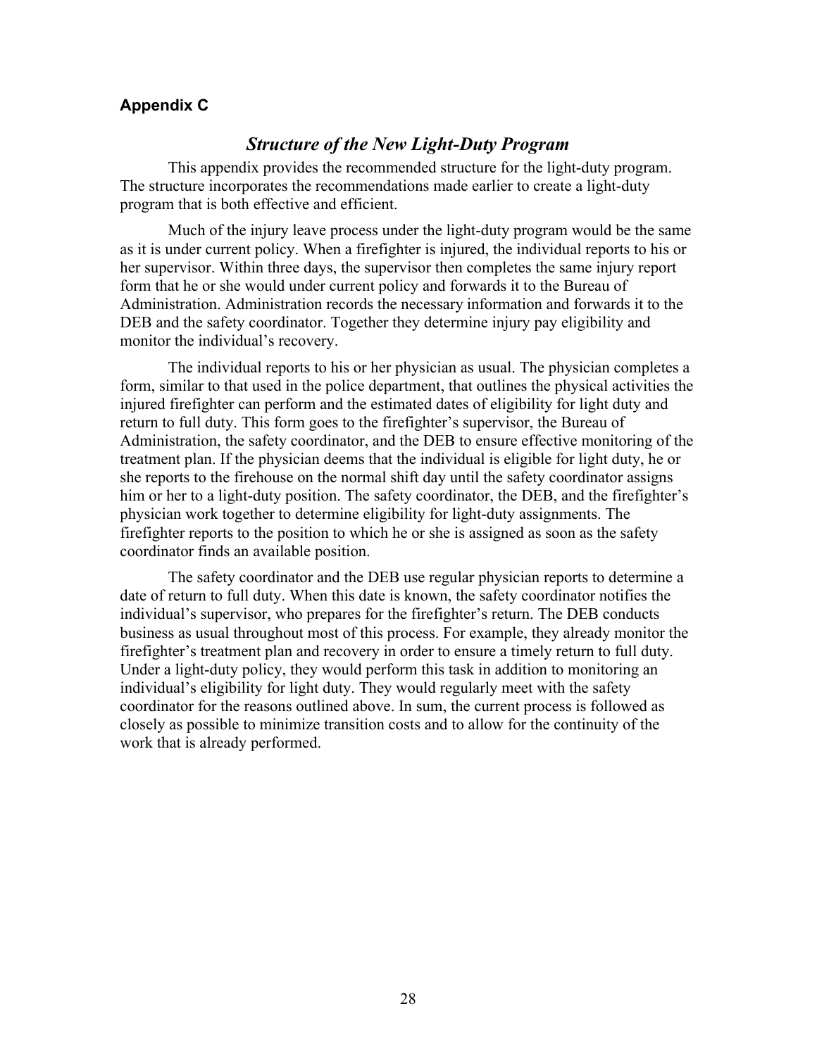## Appendix C

### *Structure of the New Light-Duty Program*

This appendix provides the recommended structure for the light-duty program. The structure incorporates the recommendations made earlier to create a light-duty program that is both effective and efficient.

Much of the injury leave process under the light-duty program would be the same as it is under current policy. When a firefighter is injured, the individual reports to his or her supervisor. Within three days, the supervisor then completes the same injury report form that he or she would under current policy and forwards it to the Bureau of Administration. Administration records the necessary information and forwards it to the DEB and the safety coordinator. Together they determine injury pay eligibility and monitor the individual's recovery.

The individual reports to his or her physician as usual. The physician completes a form, similar to that used in the police department, that outlines the physical activities the injured firefighter can perform and the estimated dates of eligibility for light duty and return to full duty. This form goes to the firefighter's supervisor, the Bureau of Administration, the safety coordinator, and the DEB to ensure effective monitoring of the treatment plan. If the physician deems that the individual is eligible for light duty, he or she reports to the firehouse on the normal shift day until the safety coordinator assigns him or her to a light-duty position. The safety coordinator, the DEB, and the firefighter's physician work together to determine eligibility for light-duty assignments. The firefighter reports to the position to which he or she is assigned as soon as the safety coordinator finds an available position.

The safety coordinator and the DEB use regular physician reports to determine a date of return to full duty. When this date is known, the safety coordinator notifies the individual's supervisor, who prepares for the firefighter's return. The DEB conducts business as usual throughout most of this process. For example, they already monitor the firefighter's treatment plan and recovery in order to ensure a timely return to full duty. Under a light-duty policy, they would perform this task in addition to monitoring an individual's eligibility for light duty. They would regularly meet with the safety coordinator for the reasons outlined above. In sum, the current process is followed as closely as possible to minimize transition costs and to allow for the continuity of the work that is already performed.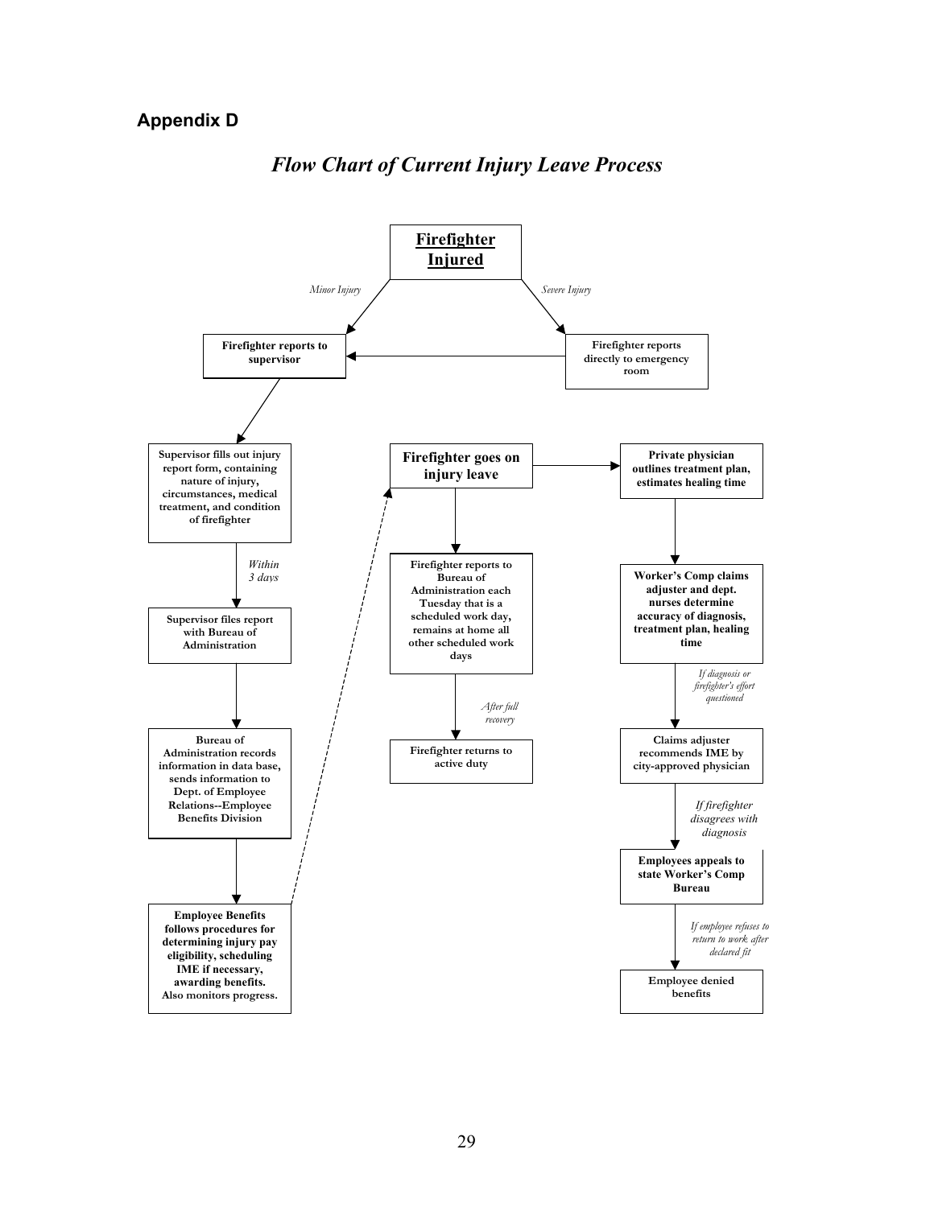## Appendix D

# *Flow Chart of Current Injury Leave Process*

**Firefighter Injured**

*Minor Injury* → **Firefighter reports to supervisor**

*Severe Injury* → **Firefighter reports directly to emergency room** → **Firefighter reports to supervisor**

**Firefighter reports to supervisor** → **Supervisor fills out injury report form, containing nature of injury, circumstances, medical treatment, and condition of firefighter**

*Within 3 days* → **Supervisor files report with Bureau of Administration**

→ **Bureau of Administration records information in data base, sends information to Dept. of Employee Relations--Employee Benefits Division**

→ **Employee Benefits follows procedures for determining injury pay eligibility, scheduling IME if necessary, awarding benefits. Also monitors progress.**

→ **Firefighter goes on injury leave**

**Firefighter goes on injury leave** → **Firefighter reports to Bureau of Administration each Tuesday that is a scheduled work day, remains at home all other scheduled work days**

*After full recovery* → **Firefighter returns to active duty**

**Firefighter goes on injury leave** → **Private physician outlines treatment plan, estimates healing time**

→ **Worker's Comp claims adjuster and dept. nurses determine accuracy of diagnosis, treatment plan, healing time**

*If diagnosis or firefighter's effort questioned* → **Claims adjuster recommends IME by city-approved physician**

*If firefighter disagrees with diagnosis* → **Employees appeals to state Worker's Comp Bureau**

*If employee refuses to return to work after declared fit* → **Employee denied benefits**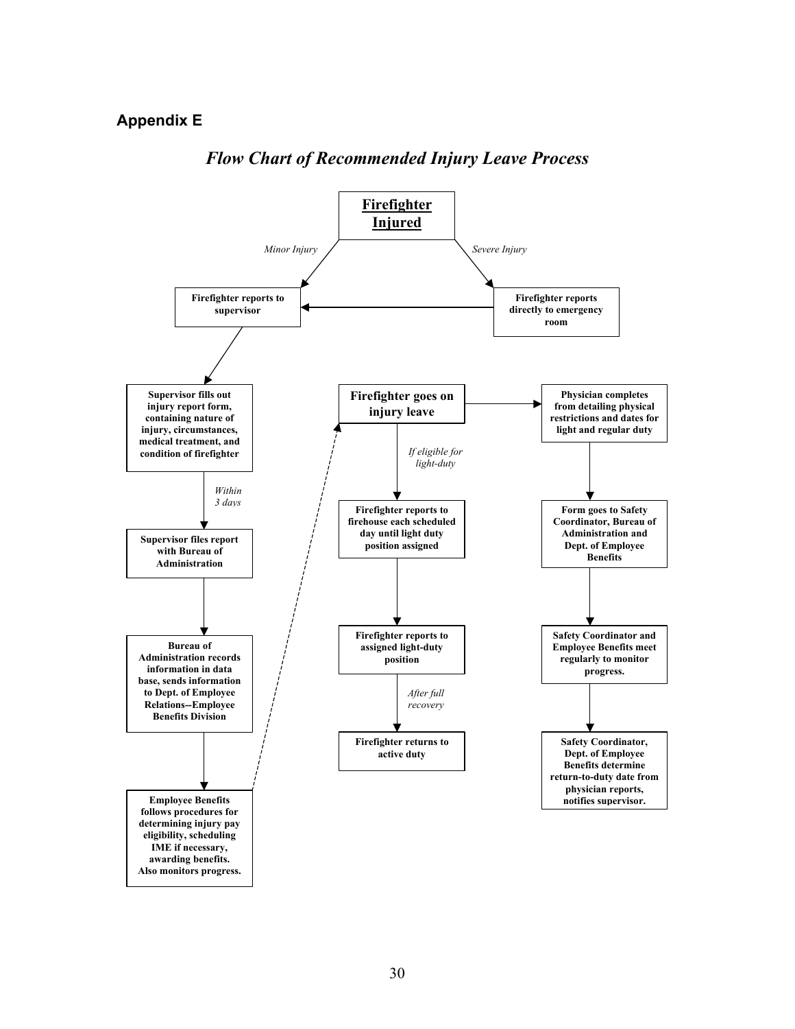## Appendix E

### *Flow Chart of Recommended Injury Leave Process*

**Firefighter Injured**

*Minor Injury*

*Severe Injury*

**Firefighter reports to supervisor**

**Firefighter reports directly to emergency room**

**Supervisor fills out injury report form, containing nature of injury, circumstances, medical treatment, and condition of firefighter**

*Within 3 days*

**Supervisor files report with Bureau of Administration**

**Bureau of Administration records information in data base, sends information to Dept. of Employee Relations--Employee Benefits Division**

**Employee Benefits follows procedures for determining injury pay eligibility, scheduling IME if necessary, awarding benefits. Also monitors progress.**

**Firefighter goes on injury leave**

*If eligible for light-duty*

**Firefighter reports to firehouse each scheduled day until light duty position assigned**

**Firefighter reports to assigned light-duty position**

*After full recovery*

**Firefighter returns to active duty**

**Physician completes from detailing physical restrictions and dates for light and regular duty**

**Form goes to Safety Coordinator, Bureau of Administration and Dept. of Employee Benefits**

**Safety Coordinator and Employee Benefits meet regularly to monitor progress.**

**Safety Coordinator, Dept. of Employee Benefits determine return-to-duty date from physician reports, notifies supervisor.**